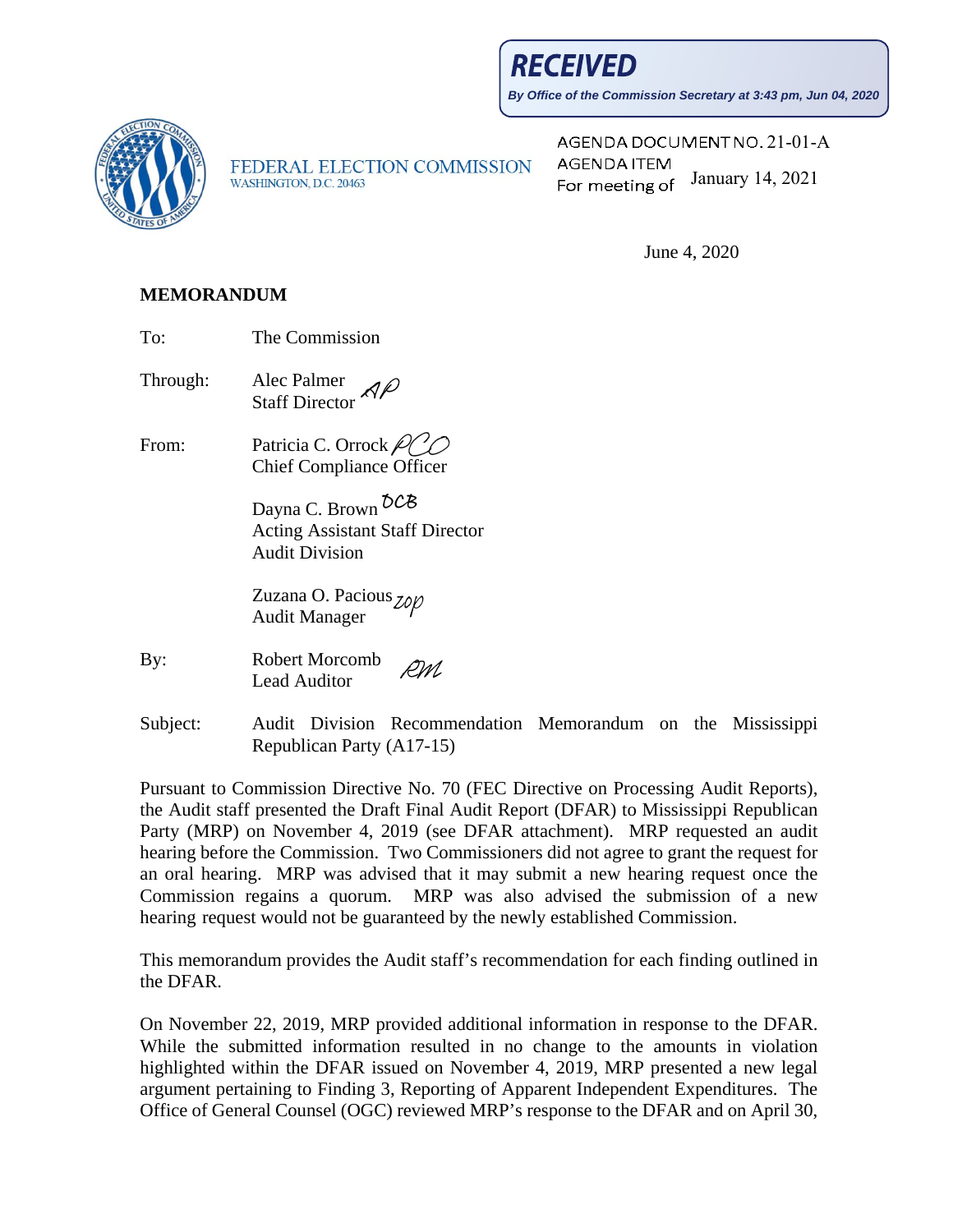**RECEIVED**

*By Office of the Commission Secretary at 3:43 pm, Jun 04, 2020*

FEDERAL ELECTION COMMISSION
WASHINGTON, D.C. 20463

AGENDA DOCUMENT NO. 21-01-A
AGENDA ITEM
For meeting of January 14, 2021

June 4, 2020

**MEMORANDUM**

To: The Commission

Through: Alec Palmer
Staff Director

From: Patricia C. Orrock
Chief Compliance Officer

Dayna C. Brown
Acting Assistant Staff Director
Audit Division

Zuzana O. Pacious
Audit Manager

By: Robert Morcomb
Lead Auditor

Subject: Audit Division Recommendation Memorandum on the Mississippi Republican Party (A17-15)

Pursuant to Commission Directive No. 70 (FEC Directive on Processing Audit Reports), the Audit staff presented the Draft Final Audit Report (DFAR) to Mississippi Republican Party (MRP) on November 4, 2019 (see DFAR attachment). MRP requested an audit hearing before the Commission. Two Commissioners did not agree to grant the request for an oral hearing. MRP was advised that it may submit a new hearing request once the Commission regains a quorum. MRP was also advised the submission of a new hearing request would not be guaranteed by the newly established Commission.

This memorandum provides the Audit staff's recommendation for each finding outlined in the DFAR.

On November 22, 2019, MRP provided additional information in response to the DFAR. While the submitted information resulted in no change to the amounts in violation highlighted within the DFAR issued on November 4, 2019, MRP presented a new legal argument pertaining to Finding 3, Reporting of Apparent Independent Expenditures. The Office of General Counsel (OGC) reviewed MRP's response to the DFAR and on April 30,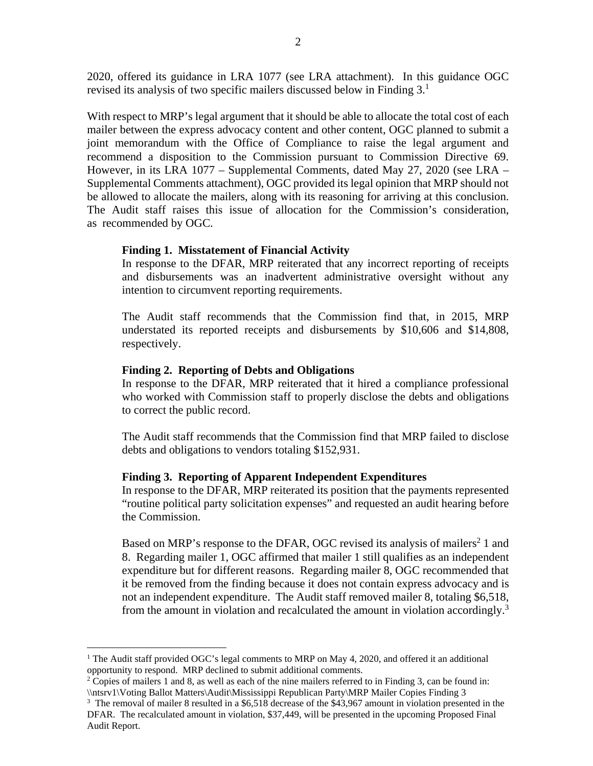2020, offered its guidance in LRA 1077 (see LRA attachment). In this guidance OGC revised its analysis of two specific mailers discussed below in Finding 3.[1]

With respect to MRP's legal argument that it should be able to allocate the total cost of each mailer between the express advocacy content and other content, OGC planned to submit a joint memorandum with the Office of Compliance to raise the legal argument and recommend a disposition to the Commission pursuant to Commission Directive 69. However, in its LRA 1077 – Supplemental Comments, dated May 27, 2020 (see LRA – Supplemental Comments attachment), OGC provided its legal opinion that MRP should not be allowed to allocate the mailers, along with its reasoning for arriving at this conclusion. The Audit staff raises this issue of allocation for the Commission's consideration, as recommended by OGC.

**Finding 1. Misstatement of Financial Activity**

In response to the DFAR, MRP reiterated that any incorrect reporting of receipts and disbursements was an inadvertent administrative oversight without any intention to circumvent reporting requirements.

The Audit staff recommends that the Commission find that, in 2015, MRP understated its reported receipts and disbursements by $10,606 and $14,808, respectively.

**Finding 2. Reporting of Debts and Obligations**

In response to the DFAR, MRP reiterated that it hired a compliance professional who worked with Commission staff to properly disclose the debts and obligations to correct the public record.

The Audit staff recommends that the Commission find that MRP failed to disclose debts and obligations to vendors totaling $152,931.

**Finding 3. Reporting of Apparent Independent Expenditures**

In response to the DFAR, MRP reiterated its position that the payments represented "routine political party solicitation expenses" and requested an audit hearing before the Commission.

Based on MRP's response to the DFAR, OGC revised its analysis of mailers[2] 1 and 8. Regarding mailer 1, OGC affirmed that mailer 1 still qualifies as an independent expenditure but for different reasons. Regarding mailer 8, OGC recommended that it be removed from the finding because it does not contain express advocacy and is not an independent expenditure. The Audit staff removed mailer 8, totaling $6,518, from the amount in violation and recalculated the amount in violation accordingly.[3]

---

[1] The Audit staff provided OGC's legal comments to MRP on May 4, 2020, and offered it an additional opportunity to respond. MRP declined to submit additional comments.

[2] Copies of mailers 1 and 8, as well as each of the nine mailers referred to in Finding 3, can be found in: \\ntsrv1\Voting Ballot Matters\Audit\Mississippi Republican Party\MRP Mailer Copies Finding 3

[3] The removal of mailer 8 resulted in a $6,518 decrease of the $43,967 amount in violation presented in the DFAR. The recalculated amount in violation, $37,449, will be presented in the upcoming Proposed Final Audit Report.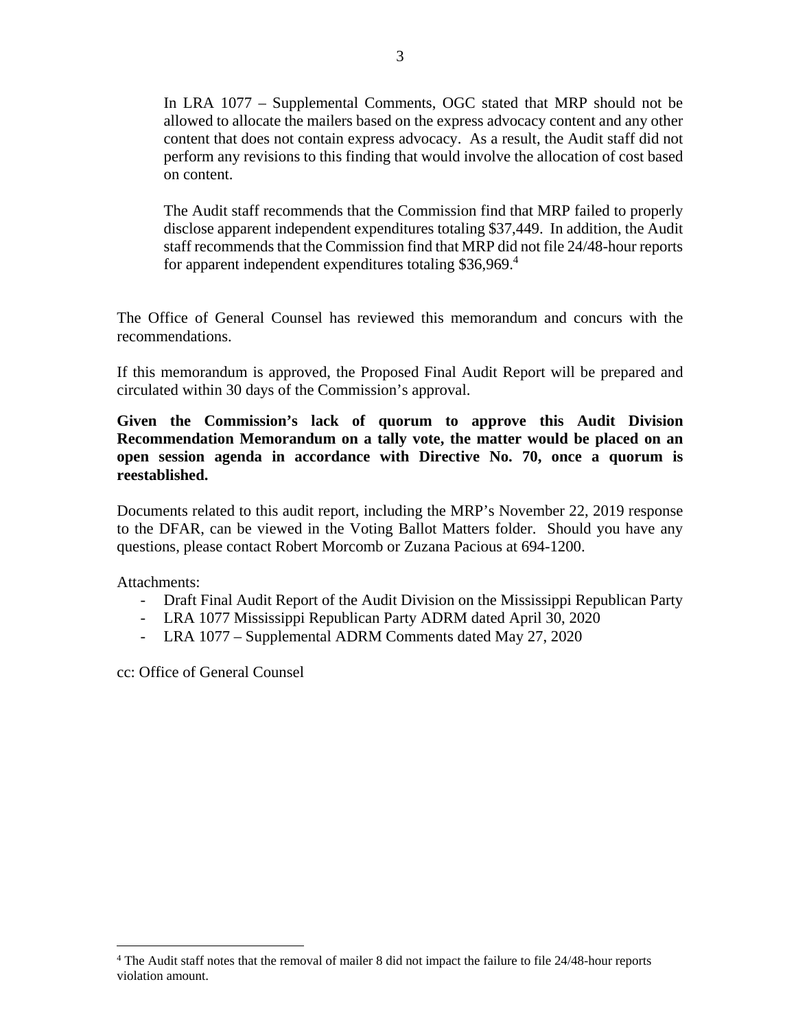In LRA 1077 – Supplemental Comments, OGC stated that MRP should not be allowed to allocate the mailers based on the express advocacy content and any other content that does not contain express advocacy. As a result, the Audit staff did not perform any revisions to this finding that would involve the allocation of cost based on content.

The Audit staff recommends that the Commission find that MRP failed to properly disclose apparent independent expenditures totaling $37,449. In addition, the Audit staff recommends that the Commission find that MRP did not file 24/48-hour reports for apparent independent expenditures totaling $36,969.[4]

The Office of General Counsel has reviewed this memorandum and concurs with the recommendations.

If this memorandum is approved, the Proposed Final Audit Report will be prepared and circulated within 30 days of the Commission's approval.

**Given the Commission's lack of quorum to approve this Audit Division Recommendation Memorandum on a tally vote, the matter would be placed on an open session agenda in accordance with Directive No. 70, once a quorum is reestablished.**

Documents related to this audit report, including the MRP's November 22, 2019 response to the DFAR, can be viewed in the Voting Ballot Matters folder. Should you have any questions, please contact Robert Morcomb or Zuzana Pacious at 694-1200.

Attachments:

- Draft Final Audit Report of the Audit Division on the Mississippi Republican Party
- LRA 1077 Mississippi Republican Party ADRM dated April 30, 2020
- LRA 1077 – Supplemental ADRM Comments dated May 27, 2020

cc: Office of General Counsel

[4] The Audit staff notes that the removal of mailer 8 did not impact the failure to file 24/48-hour reports violation amount.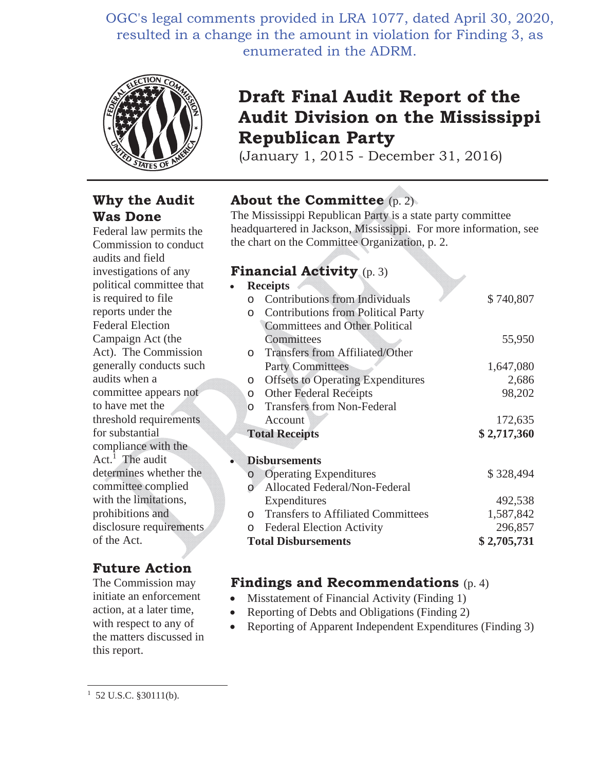OGC's legal comments provided in LRA 1077, dated April 30, 2020, resulted in a change in the amount in violation for Finding 3, as enumerated in the ADRM.

# Draft Final Audit Report of the Audit Division on the Mississippi Republican Party

(January 1, 2015 - December 31, 2016)

## Why the Audit Was Done

Federal law permits the Commission to conduct audits and field investigations of any political committee that is required to file reports under the Federal Election Campaign Act (the Act). The Commission generally conducts such audits when a committee appears not to have met the threshold requirements for substantial compliance with the Act.[1] The audit determines whether the committee complied with the limitations, prohibitions and disclosure requirements of the Act.

## Future Action

The Commission may initiate an enforcement action, at a later time, with respect to any of the matters discussed in this report.

## About the Committee (p. 2)

The Mississippi Republican Party is a state party committee headquartered in Jackson, Mississippi. For more information, see the chart on the Committee Organization, p. 2.

## Financial Activity (p. 3)

- **Receipts**

| | |
|---|---|
| o Contributions from Individuals | $ 740,807 |
| o Contributions from Political Party Committees and Other Political Committees | 55,950 |
| o Transfers from Affiliated/Other Party Committees | 1,647,080 |
| o Offsets to Operating Expenditures | 2,686 |
| o Other Federal Receipts | 98,202 |
| o Transfers from Non-Federal Account | 172,635 |
| **Total Receipts** | **$ 2,717,360** |

- **Disbursements**

| | |
|---|---|
| o Operating Expenditures | $ 328,494 |
| o Allocated Federal/Non-Federal Expenditures | 492,538 |
| o Transfers to Affiliated Committees | 1,587,842 |
| o Federal Election Activity | 296,857 |
| **Total Disbursements** | **$ 2,705,731** |

## Findings and Recommendations (p. 4)

- Misstatement of Financial Activity (Finding 1)
- Reporting of Debts and Obligations (Finding 2)
- Reporting of Apparent Independent Expenditures (Finding 3)

---

[1] 52 U.S.C. §30111(b).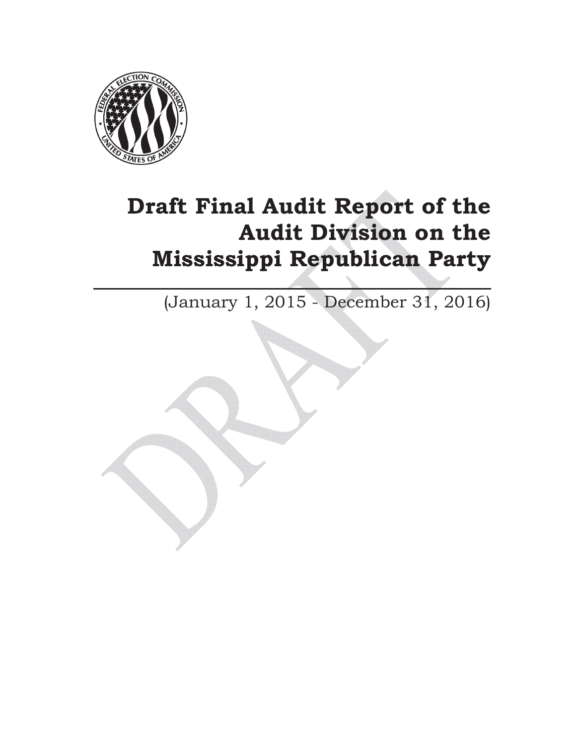# Draft Final Audit Report of the Audit Division on the Mississippi Republican Party

(January 1, 2015 - December 31, 2016)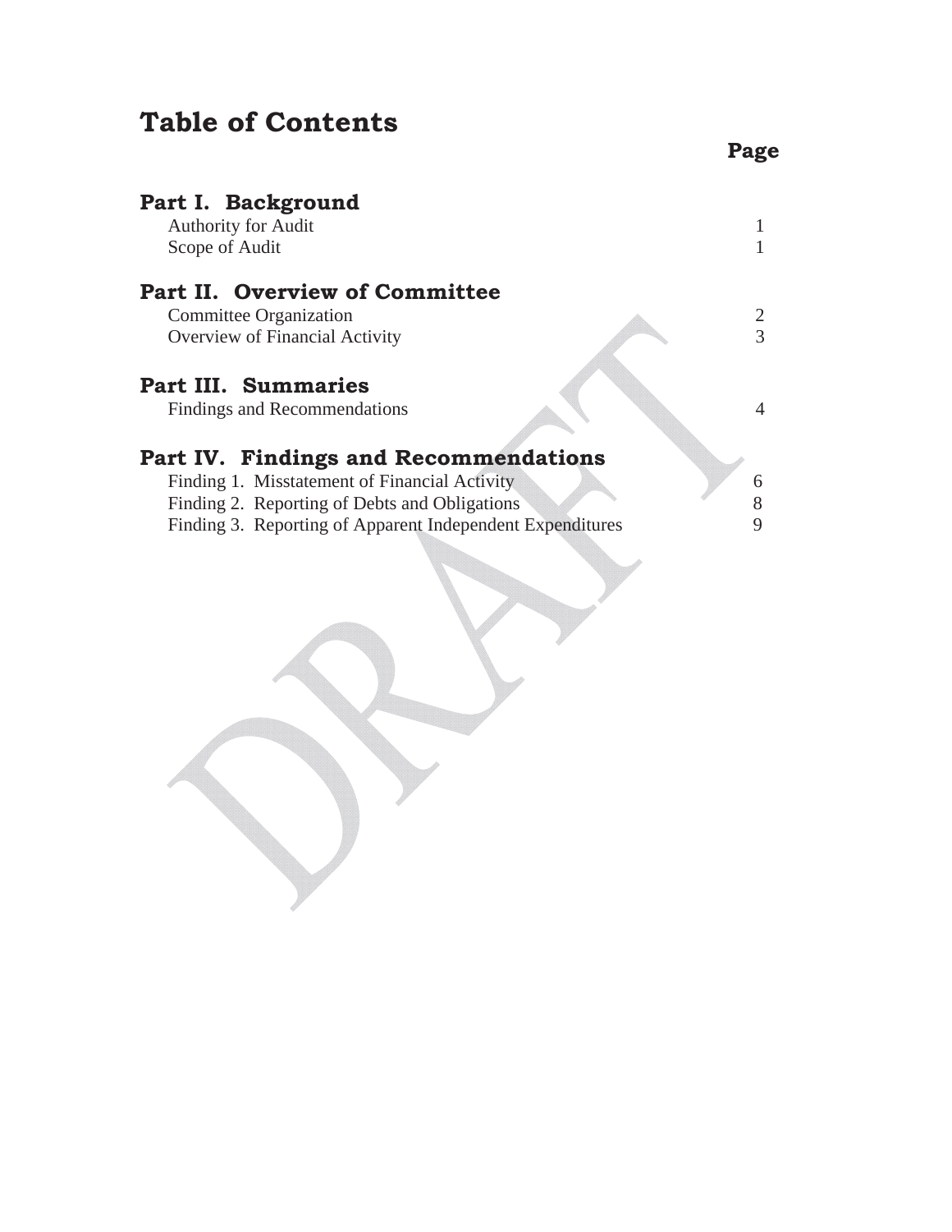# Table of Contents

| | Page |
|---|---|
| **Part I. Background** | |
| Authority for Audit | 1 |
| Scope of Audit | 1 |
| **Part II. Overview of Committee** | |
| Committee Organization | 2 |
| Overview of Financial Activity | 3 |
| **Part III. Summaries** | |
| Findings and Recommendations | 4 |
| **Part IV. Findings and Recommendations** | |
| Finding 1. Misstatement of Financial Activity | 6 |
| Finding 2. Reporting of Debts and Obligations | 8 |
| Finding 3. Reporting of Apparent Independent Expenditures | 9 |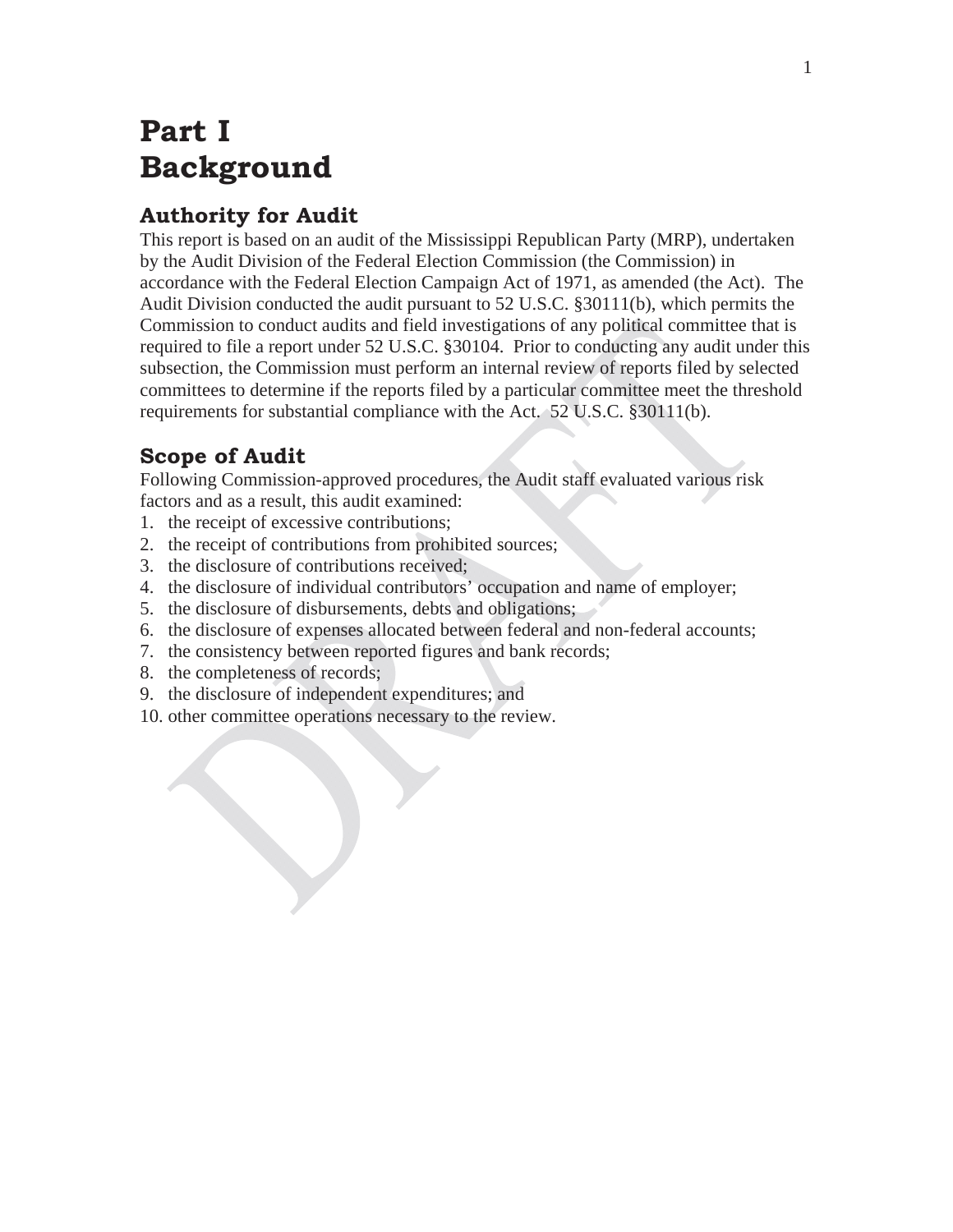# Part I
# Background

## Authority for Audit

This report is based on an audit of the Mississippi Republican Party (MRP), undertaken by the Audit Division of the Federal Election Commission (the Commission) in accordance with the Federal Election Campaign Act of 1971, as amended (the Act). The Audit Division conducted the audit pursuant to 52 U.S.C. §30111(b), which permits the Commission to conduct audits and field investigations of any political committee that is required to file a report under 52 U.S.C. §30104. Prior to conducting any audit under this subsection, the Commission must perform an internal review of reports filed by selected committees to determine if the reports filed by a particular committee meet the threshold requirements for substantial compliance with the Act. 52 U.S.C. §30111(b).

## Scope of Audit

Following Commission-approved procedures, the Audit staff evaluated various risk factors and as a result, this audit examined:

1. the receipt of excessive contributions;
2. the receipt of contributions from prohibited sources;
3. the disclosure of contributions received;
4. the disclosure of individual contributors' occupation and name of employer;
5. the disclosure of disbursements, debts and obligations;
6. the disclosure of expenses allocated between federal and non-federal accounts;
7. the consistency between reported figures and bank records;
8. the completeness of records;
9. the disclosure of independent expenditures; and
10. other committee operations necessary to the review.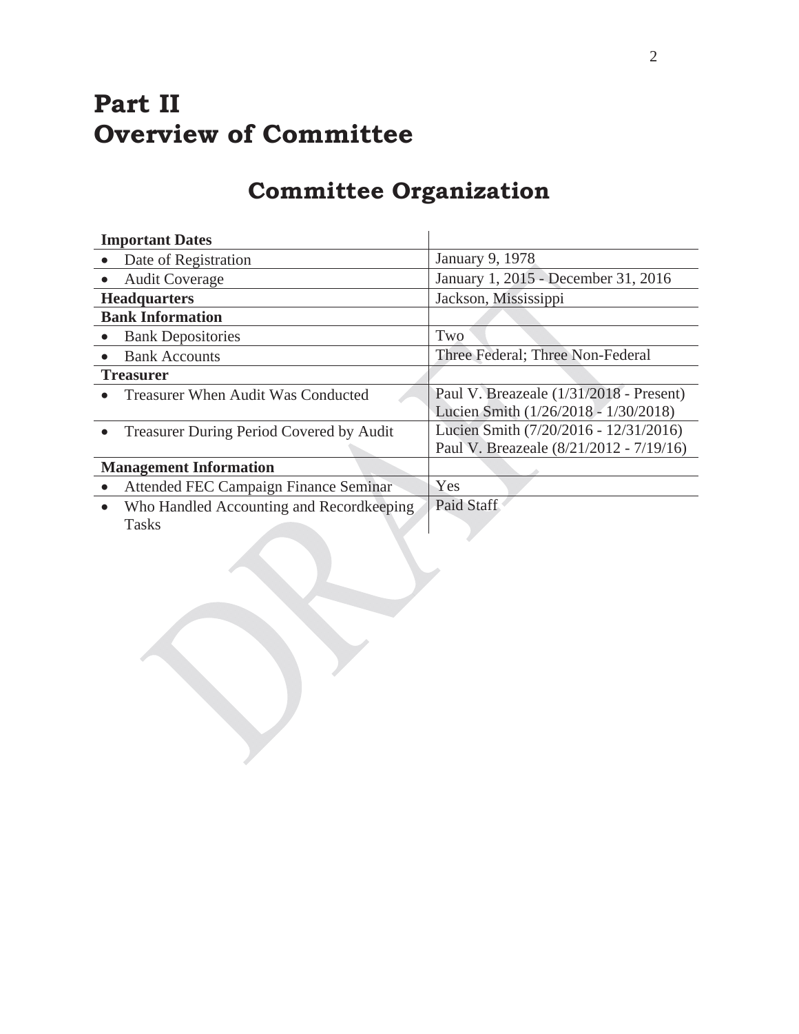# Part II
# Overview of Committee

## Committee Organization

| Important Dates | |
|---|---|
| • Date of Registration | January 9, 1978 |
| • Audit Coverage | January 1, 2015 - December 31, 2016 |
| **Headquarters** | Jackson, Mississippi |
| **Bank Information** | |
| • Bank Depositories | Two |
| • Bank Accounts | Three Federal; Three Non-Federal |
| **Treasurer** | |
| • Treasurer When Audit Was Conducted | Paul V. Breazeale (1/31/2018 - Present)<br>Lucien Smith (1/26/2018 - 1/30/2018) |
| • Treasurer During Period Covered by Audit | Lucien Smith (7/20/2016 - 12/31/2016)<br>Paul V. Breazeale (8/21/2012 - 7/19/16) |
| **Management Information** | |
| • Attended FEC Campaign Finance Seminar | Yes |
| • Who Handled Accounting and Recordkeeping Tasks | Paid Staff |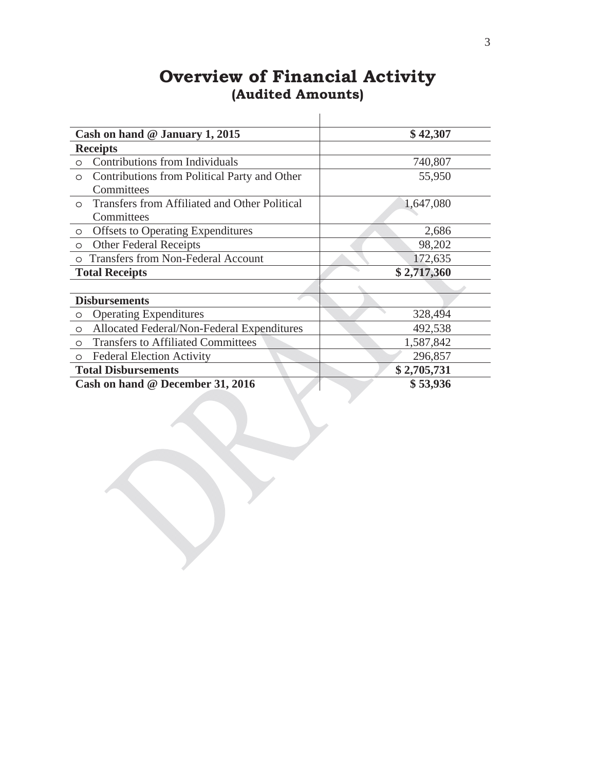# Overview of Financial Activity
## (Audited Amounts)

| | |
|---|---|
| **Cash on hand @ January 1, 2015** | **$ 42,307** |
| **Receipts** | |
| ○ Contributions from Individuals | 740,807 |
| ○ Contributions from Political Party and Other Committees | 55,950 |
| ○ Transfers from Affiliated and Other Political Committees | 1,647,080 |
| ○ Offsets to Operating Expenditures | 2,686 |
| ○ Other Federal Receipts | 98,202 |
| ○ Transfers from Non-Federal Account | 172,635 |
| **Total Receipts** | **$ 2,717,360** |
| | |
| **Disbursements** | |
| ○ Operating Expenditures | 328,494 |
| ○ Allocated Federal/Non-Federal Expenditures | 492,538 |
| ○ Transfers to Affiliated Committees | 1,587,842 |
| ○ Federal Election Activity | 296,857 |
| **Total Disbursements** | **$ 2,705,731** |
| **Cash on hand @ December 31, 2016** | **$ 53,936** |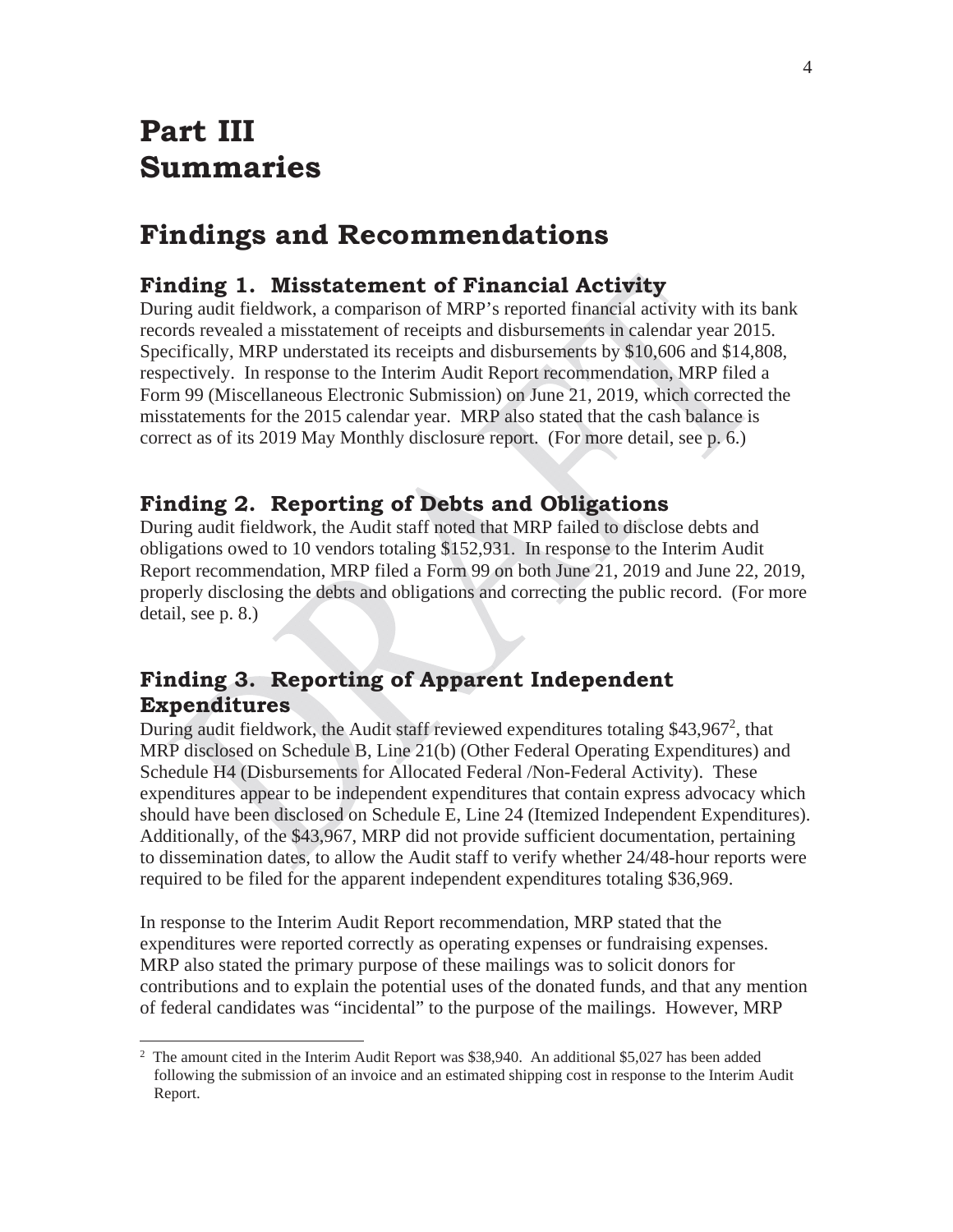# Part III Summaries

## Findings and Recommendations

### Finding 1. Misstatement of Financial Activity

During audit fieldwork, a comparison of MRP's reported financial activity with its bank records revealed a misstatement of receipts and disbursements in calendar year 2015. Specifically, MRP understated its receipts and disbursements by $10,606 and $14,808, respectively. In response to the Interim Audit Report recommendation, MRP filed a Form 99 (Miscellaneous Electronic Submission) on June 21, 2019, which corrected the misstatements for the 2015 calendar year. MRP also stated that the cash balance is correct as of its 2019 May Monthly disclosure report. (For more detail, see p. 6.)

### Finding 2. Reporting of Debts and Obligations

During audit fieldwork, the Audit staff noted that MRP failed to disclose debts and obligations owed to 10 vendors totaling $152,931. In response to the Interim Audit Report recommendation, MRP filed a Form 99 on both June 21, 2019 and June 22, 2019, properly disclosing the debts and obligations and correcting the public record. (For more detail, see p. 8.)

### Finding 3. Reporting of Apparent Independent Expenditures

During audit fieldwork, the Audit staff reviewed expenditures totaling $43,967[2], that MRP disclosed on Schedule B, Line 21(b) (Other Federal Operating Expenditures) and Schedule H4 (Disbursements for Allocated Federal /Non-Federal Activity). These expenditures appear to be independent expenditures that contain express advocacy which should have been disclosed on Schedule E, Line 24 (Itemized Independent Expenditures). Additionally, of the $43,967, MRP did not provide sufficient documentation, pertaining to dissemination dates, to allow the Audit staff to verify whether 24/48-hour reports were required to be filed for the apparent independent expenditures totaling $36,969.

In response to the Interim Audit Report recommendation, MRP stated that the expenditures were reported correctly as operating expenses or fundraising expenses. MRP also stated the primary purpose of these mailings was to solicit donors for contributions and to explain the potential uses of the donated funds, and that any mention of federal candidates was "incidental" to the purpose of the mailings. However, MRP

[2] The amount cited in the Interim Audit Report was $38,940. An additional $5,027 has been added following the submission of an invoice and an estimated shipping cost in response to the Interim Audit Report.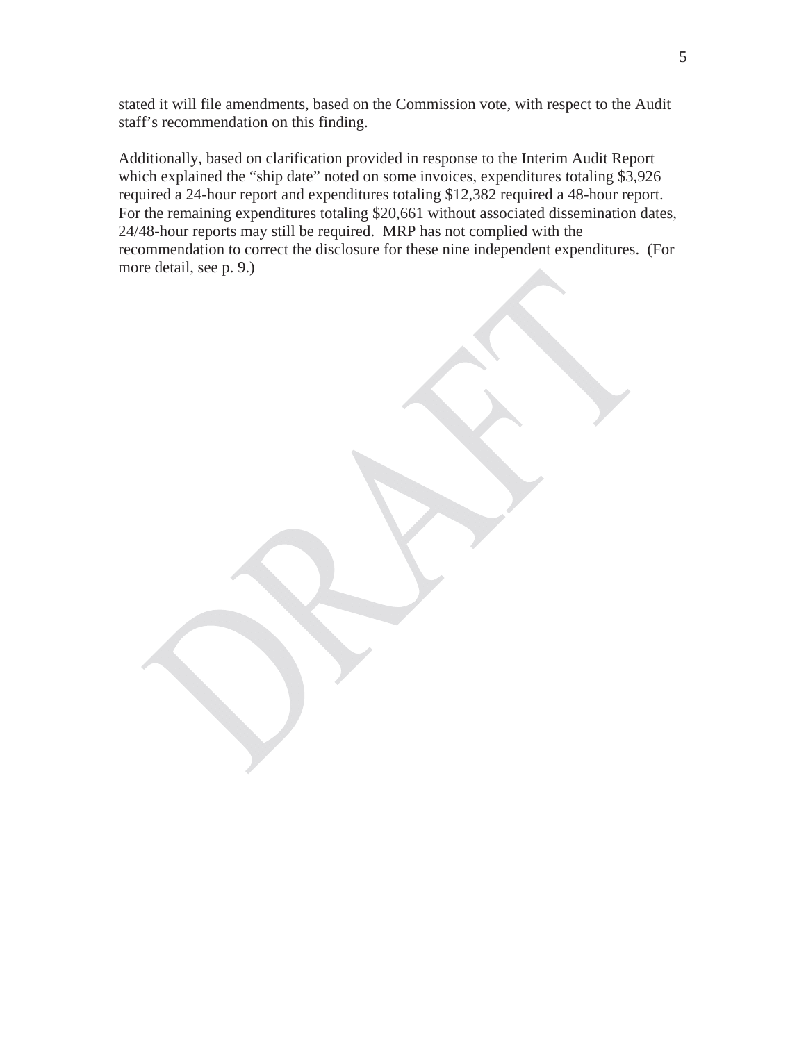stated it will file amendments, based on the Commission vote, with respect to the Audit staff's recommendation on this finding.

Additionally, based on clarification provided in response to the Interim Audit Report which explained the "ship date" noted on some invoices, expenditures totaling $3,926 required a 24-hour report and expenditures totaling $12,382 required a 48-hour report. For the remaining expenditures totaling $20,661 without associated dissemination dates, 24/48-hour reports may still be required. MRP has not complied with the recommendation to correct the disclosure for these nine independent expenditures. (For more detail, see p. 9.)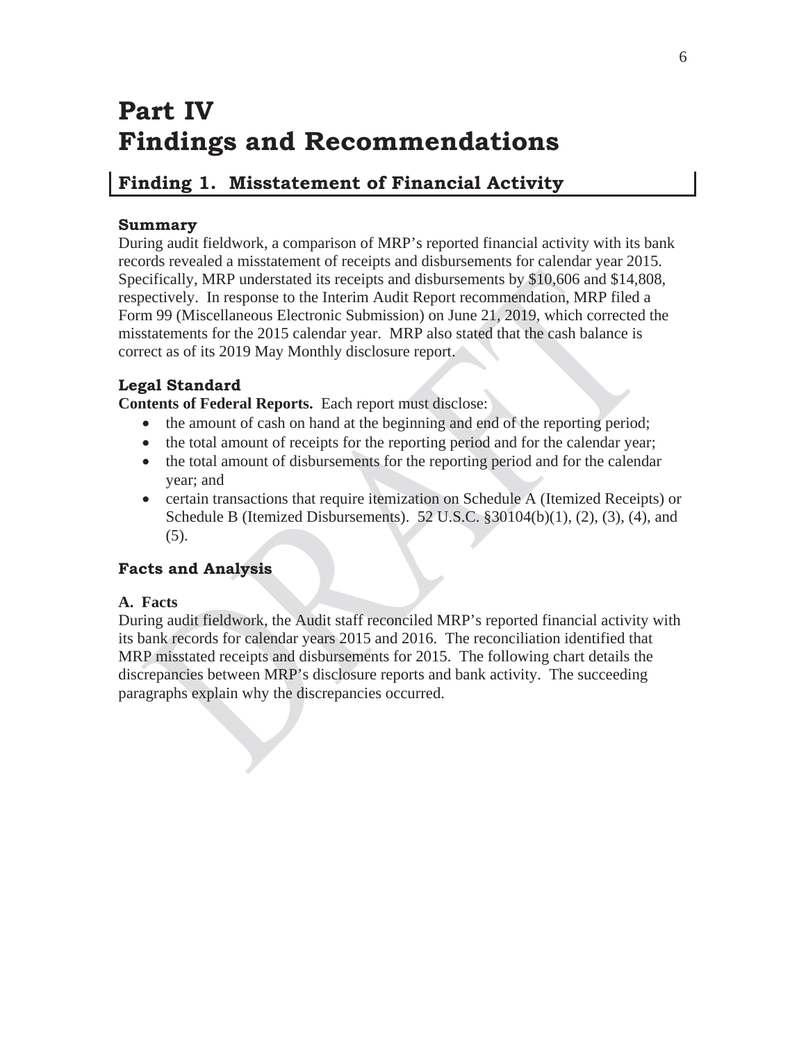# Part IV
# Findings and Recommendations

## Finding 1. Misstatement of Financial Activity

### Summary

During audit fieldwork, a comparison of MRP's reported financial activity with its bank records revealed a misstatement of receipts and disbursements for calendar year 2015. Specifically, MRP understated its receipts and disbursements by $10,606 and $14,808, respectively. In response to the Interim Audit Report recommendation, MRP filed a Form 99 (Miscellaneous Electronic Submission) on June 21, 2019, which corrected the misstatements for the 2015 calendar year. MRP also stated that the cash balance is correct as of its 2019 May Monthly disclosure report.

### Legal Standard

**Contents of Federal Reports.** Each report must disclose:

- the amount of cash on hand at the beginning and end of the reporting period;
- the total amount of receipts for the reporting period and for the calendar year;
- the total amount of disbursements for the reporting period and for the calendar year; and
- certain transactions that require itemization on Schedule A (Itemized Receipts) or Schedule B (Itemized Disbursements). 52 U.S.C. §30104(b)(1), (2), (3), (4), and (5).

### Facts and Analysis

**A. Facts**

During audit fieldwork, the Audit staff reconciled MRP's reported financial activity with its bank records for calendar years 2015 and 2016. The reconciliation identified that MRP misstated receipts and disbursements for 2015. The following chart details the discrepancies between MRP's disclosure reports and bank activity. The succeeding paragraphs explain why the discrepancies occurred.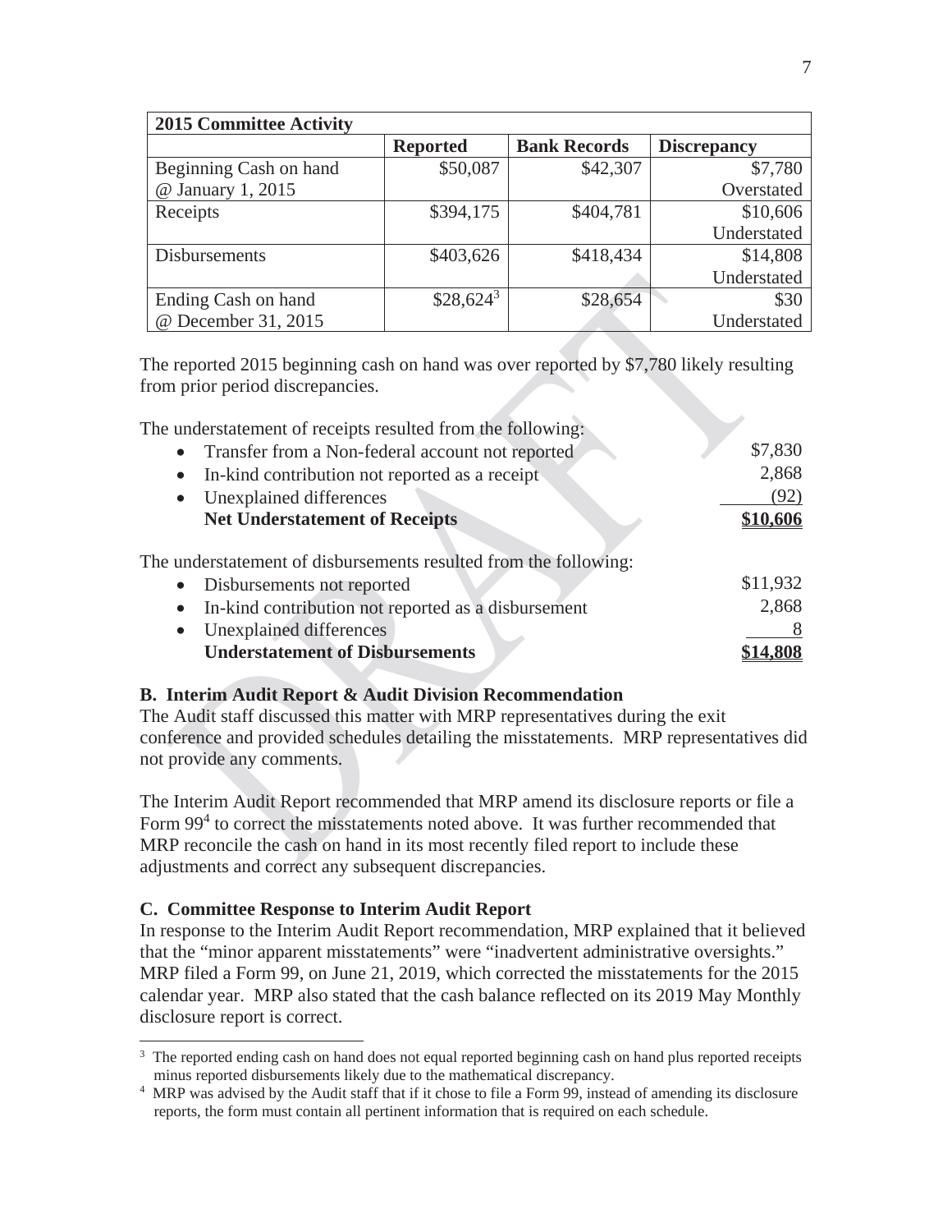| 2015 Committee Activity | | | |
|---|---|---|---|
| | **Reported** | **Bank Records** | **Discrepancy** |
| Beginning Cash on hand @ January 1, 2015 | $50,087 | $42,307 | $7,780 Overstated |
| Receipts | $394,175 | $404,781 | $10,606 Understated |
| Disbursements | $403,626 | $418,434 | $14,808 Understated |
| Ending Cash on hand @ December 31, 2015 | $28,624[3] | $28,654 | $30 Understated |

The reported 2015 beginning cash on hand was over reported by $7,780 likely resulting from prior period discrepancies.

The understatement of receipts resulted from the following:

| | |
|---|---|
| • Transfer from a Non-federal account not reported | $7,830 |
| • In-kind contribution not reported as a receipt | 2,868 |
| • Unexplained differences | (92) |
| **Net Understatement of Receipts** | **$10,606** |

The understatement of disbursements resulted from the following:

| | |
|---|---|
| • Disbursements not reported | $11,932 |
| • In-kind contribution not reported as a disbursement | 2,868 |
| • Unexplained differences | 8 |
| **Understatement of Disbursements** | **$14,808** |

### B. Interim Audit Report & Audit Division Recommendation

The Audit staff discussed this matter with MRP representatives during the exit conference and provided schedules detailing the misstatements. MRP representatives did not provide any comments.

The Interim Audit Report recommended that MRP amend its disclosure reports or file a Form 99[4] to correct the misstatements noted above. It was further recommended that MRP reconcile the cash on hand in its most recently filed report to include these adjustments and correct any subsequent discrepancies.

### C. Committee Response to Interim Audit Report

In response to the Interim Audit Report recommendation, MRP explained that it believed that the "minor apparent misstatements" were "inadvertent administrative oversights." MRP filed a Form 99, on June 21, 2019, which corrected the misstatements for the 2015 calendar year. MRP also stated that the cash balance reflected on its 2019 May Monthly disclosure report is correct.

---

[3] The reported ending cash on hand does not equal reported beginning cash on hand plus reported receipts minus reported disbursements likely due to the mathematical discrepancy.

[4] MRP was advised by the Audit staff that if it chose to file a Form 99, instead of amending its disclosure reports, the form must contain all pertinent information that is required on each schedule.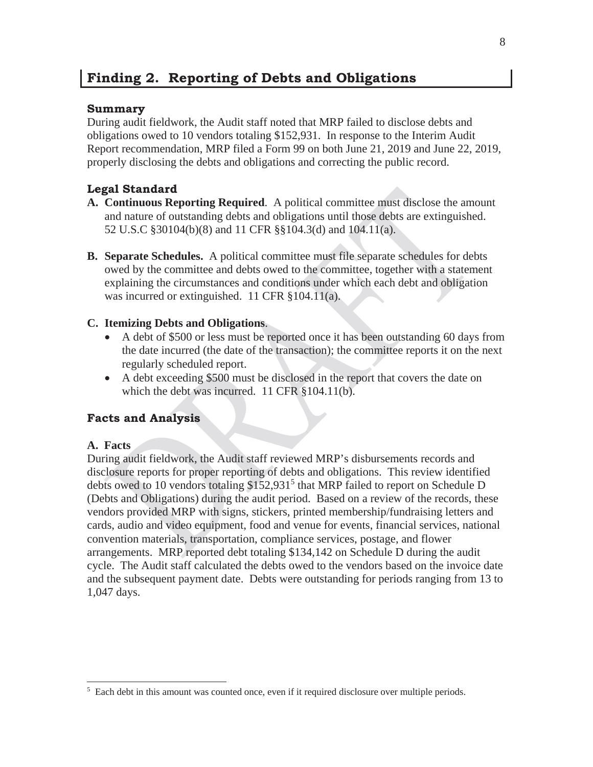## Finding 2. Reporting of Debts and Obligations

### Summary

During audit fieldwork, the Audit staff noted that MRP failed to disclose debts and obligations owed to 10 vendors totaling $152,931. In response to the Interim Audit Report recommendation, MRP filed a Form 99 on both June 21, 2019 and June 22, 2019, properly disclosing the debts and obligations and correcting the public record.

### Legal Standard

**A. Continuous Reporting Required**. A political committee must disclose the amount and nature of outstanding debts and obligations until those debts are extinguished. 52 U.S.C §30104(b)(8) and 11 CFR §§104.3(d) and 104.11(a).

**B. Separate Schedules.** A political committee must file separate schedules for debts owed by the committee and debts owed to the committee, together with a statement explaining the circumstances and conditions under which each debt and obligation was incurred or extinguished. 11 CFR §104.11(a).

**C. Itemizing Debts and Obligations**.

- A debt of $500 or less must be reported once it has been outstanding 60 days from the date incurred (the date of the transaction); the committee reports it on the next regularly scheduled report.
- A debt exceeding $500 must be disclosed in the report that covers the date on which the debt was incurred. 11 CFR §104.11(b).

### Facts and Analysis

**A. Facts**

During audit fieldwork, the Audit staff reviewed MRP's disbursements records and disclosure reports for proper reporting of debts and obligations. This review identified debts owed to 10 vendors totaling $152,931[5] that MRP failed to report on Schedule D (Debts and Obligations) during the audit period. Based on a review of the records, these vendors provided MRP with signs, stickers, printed membership/fundraising letters and cards, audio and video equipment, food and venue for events, financial services, national convention materials, transportation, compliance services, postage, and flower arrangements. MRP reported debt totaling $134,142 on Schedule D during the audit cycle. The Audit staff calculated the debts owed to the vendors based on the invoice date and the subsequent payment date. Debts were outstanding for periods ranging from 13 to 1,047 days.

[5] Each debt in this amount was counted once, even if it required disclosure over multiple periods.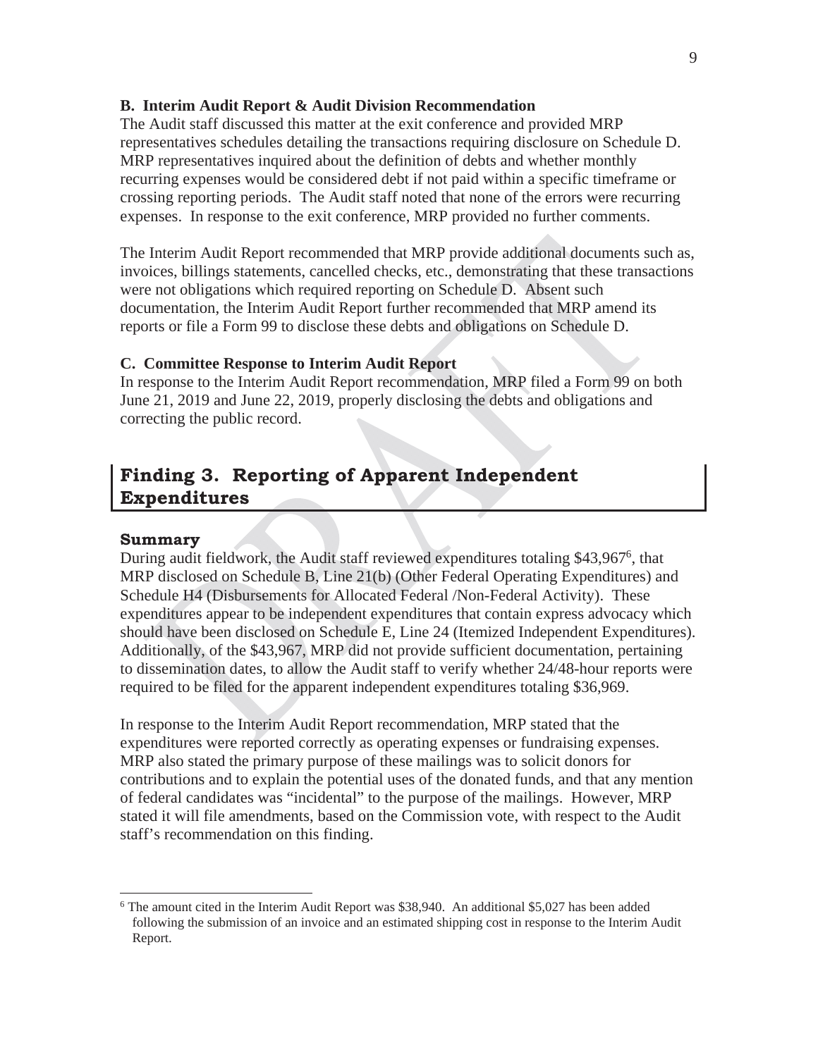### B. Interim Audit Report & Audit Division Recommendation

The Audit staff discussed this matter at the exit conference and provided MRP representatives schedules detailing the transactions requiring disclosure on Schedule D. MRP representatives inquired about the definition of debts and whether monthly recurring expenses would be considered debt if not paid within a specific timeframe or crossing reporting periods. The Audit staff noted that none of the errors were recurring expenses. In response to the exit conference, MRP provided no further comments.

The Interim Audit Report recommended that MRP provide additional documents such as, invoices, billings statements, cancelled checks, etc., demonstrating that these transactions were not obligations which required reporting on Schedule D. Absent such documentation, the Interim Audit Report further recommended that MRP amend its reports or file a Form 99 to disclose these debts and obligations on Schedule D.

### C. Committee Response to Interim Audit Report

In response to the Interim Audit Report recommendation, MRP filed a Form 99 on both June 21, 2019 and June 22, 2019, properly disclosing the debts and obligations and correcting the public record.

## Finding 3. Reporting of Apparent Independent Expenditures

### Summary

During audit fieldwork, the Audit staff reviewed expenditures totaling $43,967[6], that MRP disclosed on Schedule B, Line 21(b) (Other Federal Operating Expenditures) and Schedule H4 (Disbursements for Allocated Federal /Non-Federal Activity). These expenditures appear to be independent expenditures that contain express advocacy which should have been disclosed on Schedule E, Line 24 (Itemized Independent Expenditures). Additionally, of the $43,967, MRP did not provide sufficient documentation, pertaining to dissemination dates, to allow the Audit staff to verify whether 24/48-hour reports were required to be filed for the apparent independent expenditures totaling $36,969.

In response to the Interim Audit Report recommendation, MRP stated that the expenditures were reported correctly as operating expenses or fundraising expenses. MRP also stated the primary purpose of these mailings was to solicit donors for contributions and to explain the potential uses of the donated funds, and that any mention of federal candidates was "incidental" to the purpose of the mailings. However, MRP stated it will file amendments, based on the Commission vote, with respect to the Audit staff's recommendation on this finding.

---

[6] The amount cited in the Interim Audit Report was $38,940. An additional $5,027 has been added following the submission of an invoice and an estimated shipping cost in response to the Interim Audit Report.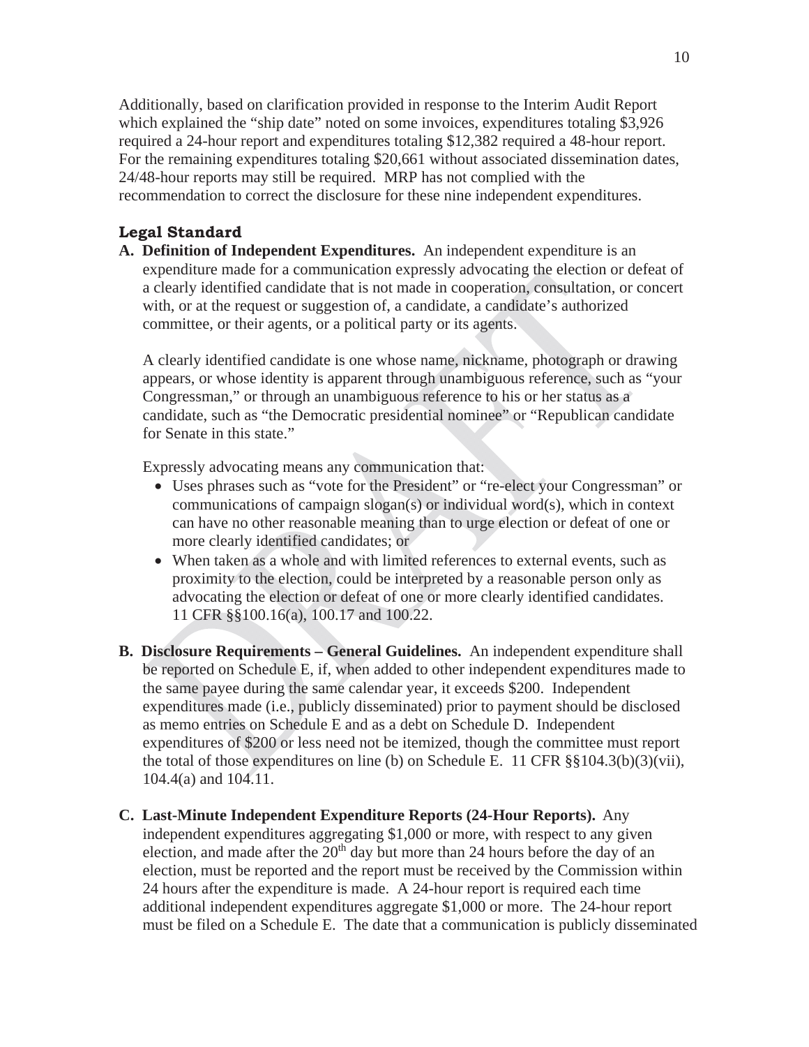Additionally, based on clarification provided in response to the Interim Audit Report which explained the "ship date" noted on some invoices, expenditures totaling $3,926 required a 24-hour report and expenditures totaling $12,382 required a 48-hour report. For the remaining expenditures totaling $20,661 without associated dissemination dates, 24/48-hour reports may still be required. MRP has not complied with the recommendation to correct the disclosure for these nine independent expenditures.

## Legal Standard

**A. Definition of Independent Expenditures.** An independent expenditure is an expenditure made for a communication expressly advocating the election or defeat of a clearly identified candidate that is not made in cooperation, consultation, or concert with, or at the request or suggestion of, a candidate, a candidate's authorized committee, or their agents, or a political party or its agents.

A clearly identified candidate is one whose name, nickname, photograph or drawing appears, or whose identity is apparent through unambiguous reference, such as "your Congressman," or through an unambiguous reference to his or her status as a candidate, such as "the Democratic presidential nominee" or "Republican candidate for Senate in this state."

Expressly advocating means any communication that:

- Uses phrases such as "vote for the President" or "re-elect your Congressman" or communications of campaign slogan(s) or individual word(s), which in context can have no other reasonable meaning than to urge election or defeat of one or more clearly identified candidates; or
- When taken as a whole and with limited references to external events, such as proximity to the election, could be interpreted by a reasonable person only as advocating the election or defeat of one or more clearly identified candidates. 11 CFR §§100.16(a), 100.17 and 100.22.

**B. Disclosure Requirements – General Guidelines.** An independent expenditure shall be reported on Schedule E, if, when added to other independent expenditures made to the same payee during the same calendar year, it exceeds $200. Independent expenditures made (i.e., publicly disseminated) prior to payment should be disclosed as memo entries on Schedule E and as a debt on Schedule D. Independent expenditures of $200 or less need not be itemized, though the committee must report the total of those expenditures on line (b) on Schedule E. 11 CFR §§104.3(b)(3)(vii), 104.4(a) and 104.11.

**C. Last-Minute Independent Expenditure Reports (24-Hour Reports).** Any independent expenditures aggregating $1,000 or more, with respect to any given election, and made after the 20th day but more than 24 hours before the day of an election, must be reported and the report must be received by the Commission within 24 hours after the expenditure is made. A 24-hour report is required each time additional independent expenditures aggregate $1,000 or more. The 24-hour report must be filed on a Schedule E. The date that a communication is publicly disseminated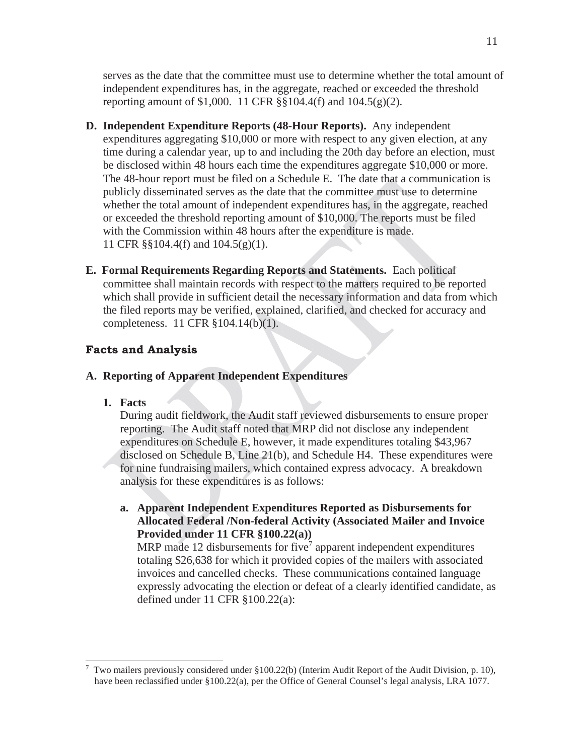serves as the date that the committee must use to determine whether the total amount of independent expenditures has, in the aggregate, reached or exceeded the threshold reporting amount of $1,000. 11 CFR §§104.4(f) and 104.5(g)(2).

**D. Independent Expenditure Reports (48-Hour Reports).** Any independent expenditures aggregating $10,000 or more with respect to any given election, at any time during a calendar year, up to and including the 20th day before an election, must be disclosed within 48 hours each time the expenditures aggregate $10,000 or more. The 48-hour report must be filed on a Schedule E. The date that a communication is publicly disseminated serves as the date that the committee must use to determine whether the total amount of independent expenditures has, in the aggregate, reached or exceeded the threshold reporting amount of $10,000. The reports must be filed with the Commission within 48 hours after the expenditure is made. 11 CFR §§104.4(f) and 104.5(g)(1).

**E. Formal Requirements Regarding Reports and Statements.** Each political committee shall maintain records with respect to the matters required to be reported which shall provide in sufficient detail the necessary information and data from which the filed reports may be verified, explained, clarified, and checked for accuracy and completeness. 11 CFR §104.14(b)(1).

## Facts and Analysis

### A. Reporting of Apparent Independent Expenditures

**1. Facts**

During audit fieldwork, the Audit staff reviewed disbursements to ensure proper reporting. The Audit staff noted that MRP did not disclose any independent expenditures on Schedule E, however, it made expenditures totaling $43,967 disclosed on Schedule B, Line 21(b), and Schedule H4. These expenditures were for nine fundraising mailers, which contained express advocacy. A breakdown analysis for these expenditures is as follows:

**a. Apparent Independent Expenditures Reported as Disbursements for Allocated Federal /Non-federal Activity (Associated Mailer and Invoice Provided under 11 CFR §100.22(a))**

MRP made 12 disbursements for five[7] apparent independent expenditures totaling $26,638 for which it provided copies of the mailers with associated invoices and cancelled checks. These communications contained language expressly advocating the election or defeat of a clearly identified candidate, as defined under 11 CFR §100.22(a):

[7] Two mailers previously considered under §100.22(b) (Interim Audit Report of the Audit Division, p. 10), have been reclassified under §100.22(a), per the Office of General Counsel's legal analysis, LRA 1077.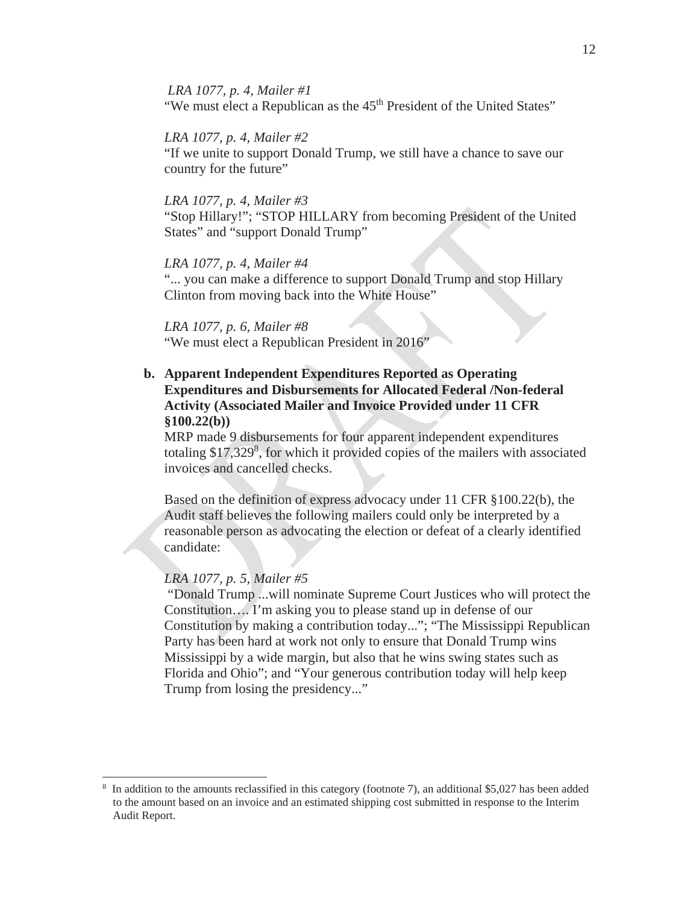*LRA 1077, p. 4, Mailer #1*
"We must elect a Republican as the 45th President of the United States"

*LRA 1077, p. 4, Mailer #2*
"If we unite to support Donald Trump, we still have a chance to save our country for the future"

*LRA 1077, p. 4, Mailer #3*
"Stop Hillary!"; "STOP HILLARY from becoming President of the United States" and "support Donald Trump"

*LRA 1077, p. 4, Mailer #4*
"... you can make a difference to support Donald Trump and stop Hillary Clinton from moving back into the White House"

*LRA 1077, p. 6, Mailer #8*
"We must elect a Republican President in 2016"

**b. Apparent Independent Expenditures Reported as Operating Expenditures and Disbursements for Allocated Federal /Non-federal Activity (Associated Mailer and Invoice Provided under 11 CFR §100.22(b))**

MRP made 9 disbursements for four apparent independent expenditures totaling $17,329[8], for which it provided copies of the mailers with associated invoices and cancelled checks.

Based on the definition of express advocacy under 11 CFR §100.22(b), the Audit staff believes the following mailers could only be interpreted by a reasonable person as advocating the election or defeat of a clearly identified candidate:

*LRA 1077, p. 5, Mailer #5*
"Donald Trump ...will nominate Supreme Court Justices who will protect the Constitution…. I'm asking you to please stand up in defense of our Constitution by making a contribution today..."; "The Mississippi Republican Party has been hard at work not only to ensure that Donald Trump wins Mississippi by a wide margin, but also that he wins swing states such as Florida and Ohio"; and "Your generous contribution today will help keep Trump from losing the presidency..."

---

[8] In addition to the amounts reclassified in this category (footnote 7), an additional $5,027 has been added to the amount based on an invoice and an estimated shipping cost submitted in response to the Interim Audit Report.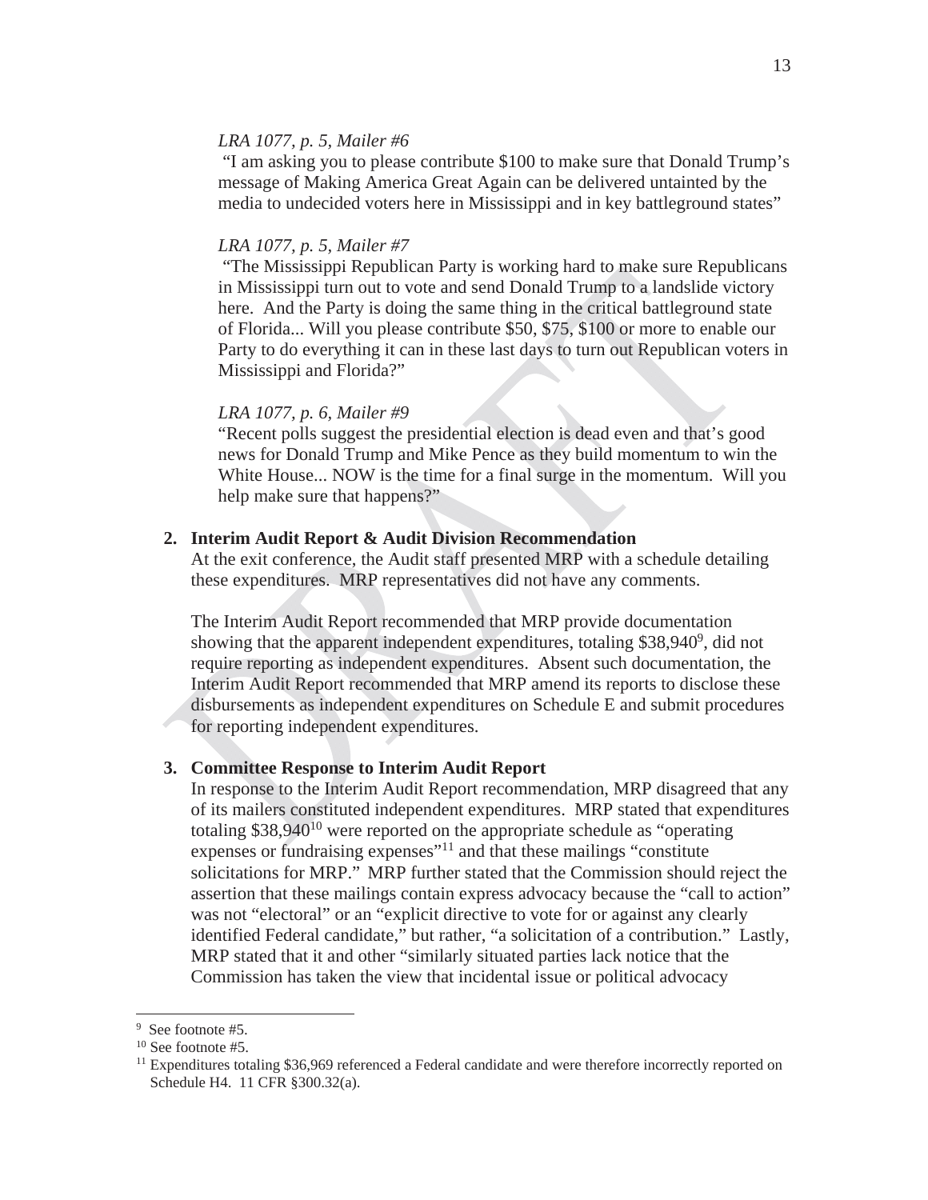*LRA 1077, p. 5, Mailer #6*

"I am asking you to please contribute $100 to make sure that Donald Trump's message of Making America Great Again can be delivered untainted by the media to undecided voters here in Mississippi and in key battleground states"

*LRA 1077, p. 5, Mailer #7*

"The Mississippi Republican Party is working hard to make sure Republicans in Mississippi turn out to vote and send Donald Trump to a landslide victory here. And the Party is doing the same thing in the critical battleground state of Florida... Will you please contribute $50, $75, $100 or more to enable our Party to do everything it can in these last days to turn out Republican voters in Mississippi and Florida?"

*LRA 1077, p. 6, Mailer #9*

"Recent polls suggest the presidential election is dead even and that's good news for Donald Trump and Mike Pence as they build momentum to win the White House... NOW is the time for a final surge in the momentum. Will you help make sure that happens?"

**2. Interim Audit Report & Audit Division Recommendation**

At the exit conference, the Audit staff presented MRP with a schedule detailing these expenditures. MRP representatives did not have any comments.

The Interim Audit Report recommended that MRP provide documentation showing that the apparent independent expenditures, totaling $38,940[9], did not require reporting as independent expenditures. Absent such documentation, the Interim Audit Report recommended that MRP amend its reports to disclose these disbursements as independent expenditures on Schedule E and submit procedures for reporting independent expenditures.

**3. Committee Response to Interim Audit Report**

In response to the Interim Audit Report recommendation, MRP disagreed that any of its mailers constituted independent expenditures. MRP stated that expenditures totaling $38,940[10] were reported on the appropriate schedule as "operating expenses or fundraising expenses"[11] and that these mailings "constitute solicitations for MRP." MRP further stated that the Commission should reject the assertion that these mailings contain express advocacy because the "call to action" was not "electoral" or an "explicit directive to vote for or against any clearly identified Federal candidate," but rather, "a solicitation of a contribution." Lastly, MRP stated that it and other "similarly situated parties lack notice that the Commission has taken the view that incidental issue or political advocacy

---

[9] See footnote #5.

[10] See footnote #5.

[11] Expenditures totaling $36,969 referenced a Federal candidate and were therefore incorrectly reported on Schedule H4. 11 CFR §300.32(a).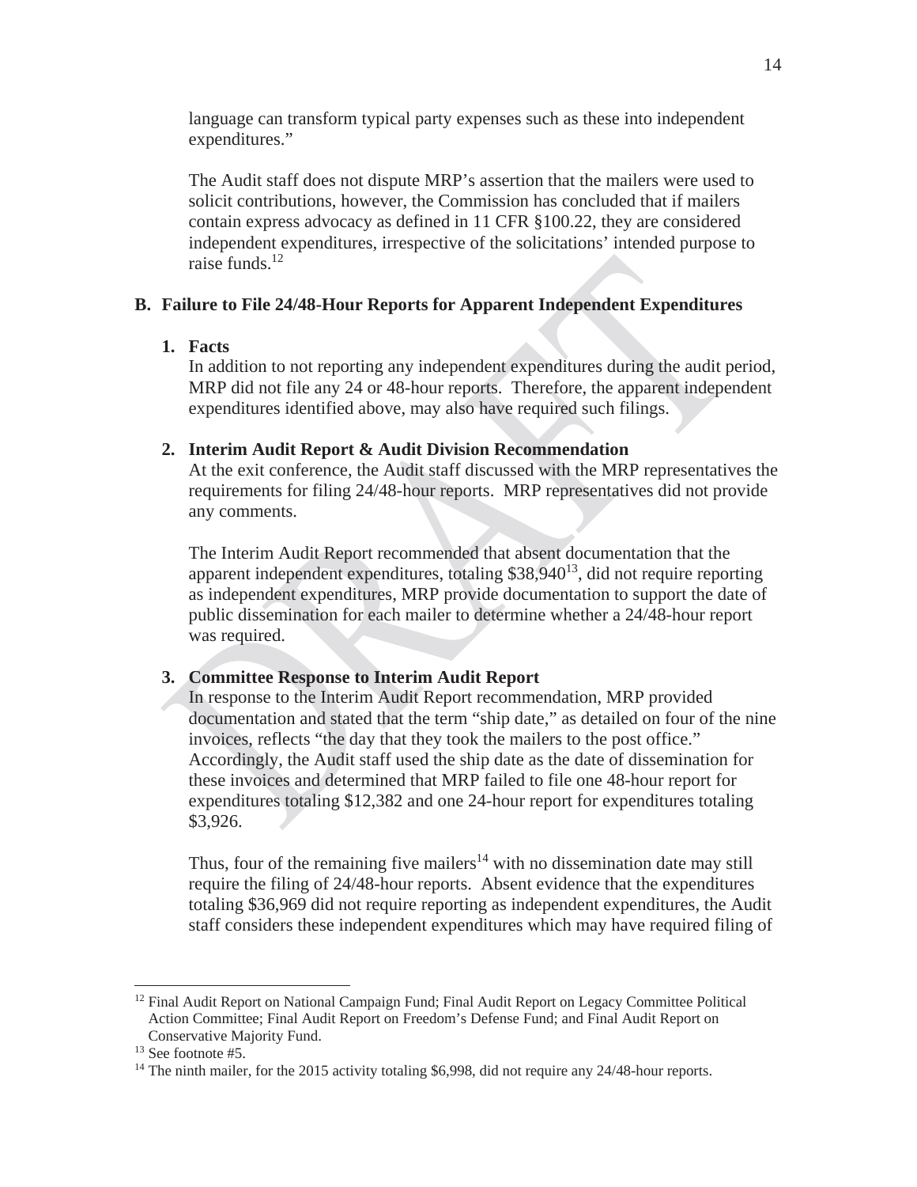language can transform typical party expenses such as these into independent expenditures."

The Audit staff does not dispute MRP's assertion that the mailers were used to solicit contributions, however, the Commission has concluded that if mailers contain express advocacy as defined in 11 CFR §100.22, they are considered independent expenditures, irrespective of the solicitations' intended purpose to raise funds.[12]

## B. Failure to File 24/48-Hour Reports for Apparent Independent Expenditures

### 1. Facts

In addition to not reporting any independent expenditures during the audit period, MRP did not file any 24 or 48-hour reports. Therefore, the apparent independent expenditures identified above, may also have required such filings.

### 2. Interim Audit Report & Audit Division Recommendation

At the exit conference, the Audit staff discussed with the MRP representatives the requirements for filing 24/48-hour reports. MRP representatives did not provide any comments.

The Interim Audit Report recommended that absent documentation that the apparent independent expenditures, totaling $38,940[13], did not require reporting as independent expenditures, MRP provide documentation to support the date of public dissemination for each mailer to determine whether a 24/48-hour report was required.

### 3. Committee Response to Interim Audit Report

In response to the Interim Audit Report recommendation, MRP provided documentation and stated that the term "ship date," as detailed on four of the nine invoices, reflects "the day that they took the mailers to the post office." Accordingly, the Audit staff used the ship date as the date of dissemination for these invoices and determined that MRP failed to file one 48-hour report for expenditures totaling $12,382 and one 24-hour report for expenditures totaling $3,926.

Thus, four of the remaining five mailers[14] with no dissemination date may still require the filing of 24/48-hour reports. Absent evidence that the expenditures totaling $36,969 did not require reporting as independent expenditures, the Audit staff considers these independent expenditures which may have required filing of

---

[12] Final Audit Report on National Campaign Fund; Final Audit Report on Legacy Committee Political Action Committee; Final Audit Report on Freedom's Defense Fund; and Final Audit Report on Conservative Majority Fund.

[13] See footnote #5.

[14] The ninth mailer, for the 2015 activity totaling $6,998, did not require any 24/48-hour reports.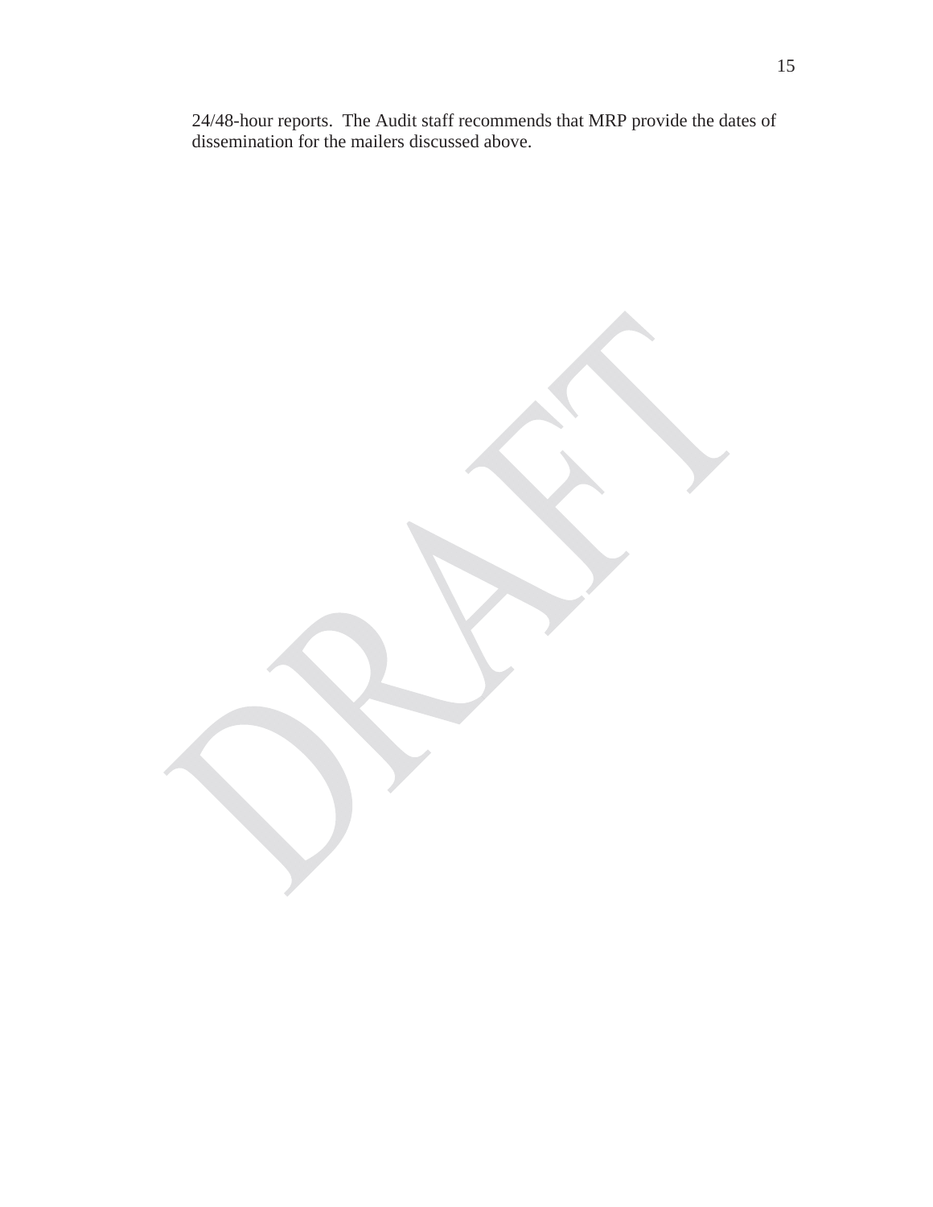24/48-hour reports. The Audit staff recommends that MRP provide the dates of dissemination for the mailers discussed above.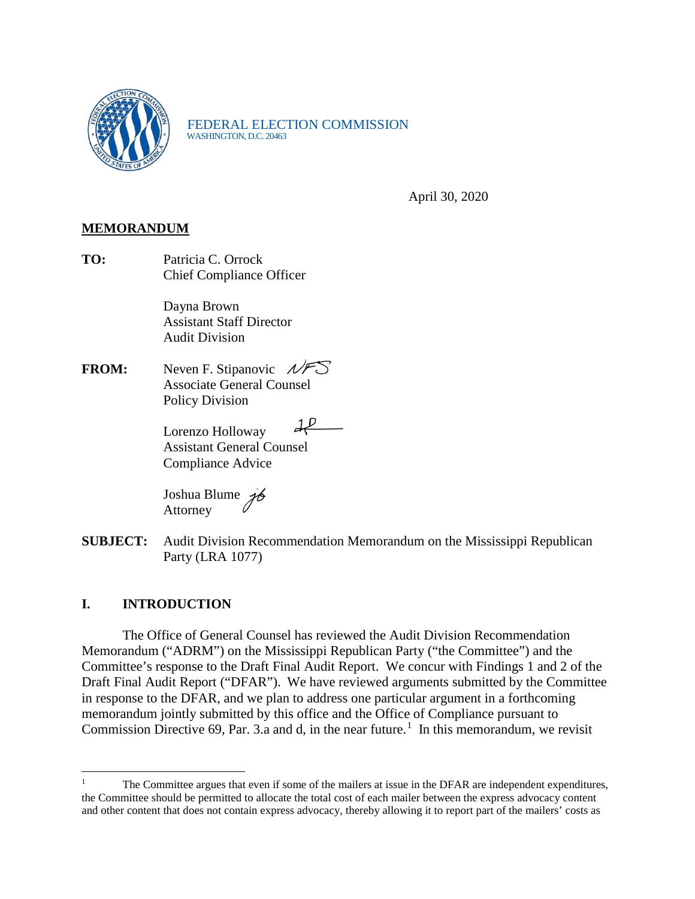FEDERAL ELECTION COMMISSION
WASHINGTON, D.C. 20463

April 30, 2020

**MEMORANDUM**

**TO:** Patricia C. Orrock
Chief Compliance Officer

Dayna Brown
Assistant Staff Director
Audit Division

**FROM:** Neven F. Stipanovic
Associate General Counsel
Policy Division

Lorenzo Holloway
Assistant General Counsel
Compliance Advice

Joshua Blume
Attorney

**SUBJECT:** Audit Division Recommendation Memorandum on the Mississippi Republican Party (LRA 1077)

## I. INTRODUCTION

The Office of General Counsel has reviewed the Audit Division Recommendation Memorandum ("ADRM") on the Mississippi Republican Party ("the Committee") and the Committee's response to the Draft Final Audit Report. We concur with Findings 1 and 2 of the Draft Final Audit Report ("DFAR"). We have reviewed arguments submitted by the Committee in response to the DFAR, and we plan to address one particular argument in a forthcoming memorandum jointly submitted by this office and the Office of Compliance pursuant to Commission Directive 69, Par. 3.a and d, in the near future.[1] In this memorandum, we revisit

[1] The Committee argues that even if some of the mailers at issue in the DFAR are independent expenditures, the Committee should be permitted to allocate the total cost of each mailer between the express advocacy content and other content that does not contain express advocacy, thereby allowing it to report part of the mailers' costs as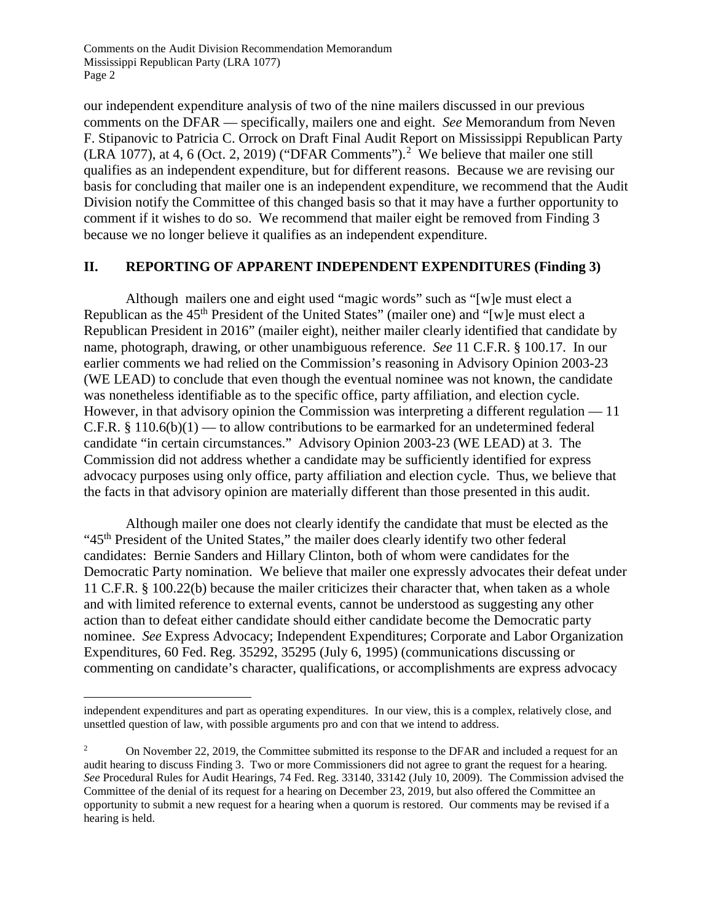our independent expenditure analysis of two of the nine mailers discussed in our previous comments on the DFAR — specifically, mailers one and eight. *See* Memorandum from Neven F. Stipanovic to Patricia C. Orrock on Draft Final Audit Report on Mississippi Republican Party (LRA 1077), at 4, 6 (Oct. 2, 2019) ("DFAR Comments").[2] We believe that mailer one still qualifies as an independent expenditure, but for different reasons. Because we are revising our basis for concluding that mailer one is an independent expenditure, we recommend that the Audit Division notify the Committee of this changed basis so that it may have a further opportunity to comment if it wishes to do so. We recommend that mailer eight be removed from Finding 3 because we no longer believe it qualifies as an independent expenditure.

## II. REPORTING OF APPARENT INDEPENDENT EXPENDITURES (Finding 3)

Although mailers one and eight used "magic words" such as "[w]e must elect a Republican as the 45th President of the United States" (mailer one) and "[w]e must elect a Republican President in 2016" (mailer eight), neither mailer clearly identified that candidate by name, photograph, drawing, or other unambiguous reference. *See* 11 C.F.R. § 100.17. In our earlier comments we had relied on the Commission's reasoning in Advisory Opinion 2003-23 (WE LEAD) to conclude that even though the eventual nominee was not known, the candidate was nonetheless identifiable as to the specific office, party affiliation, and election cycle. However, in that advisory opinion the Commission was interpreting a different regulation — 11 C.F.R. § 110.6(b)(1) — to allow contributions to be earmarked for an undetermined federal candidate "in certain circumstances." Advisory Opinion 2003-23 (WE LEAD) at 3. The Commission did not address whether a candidate may be sufficiently identified for express advocacy purposes using only office, party affiliation and election cycle. Thus, we believe that the facts in that advisory opinion are materially different than those presented in this audit.

Although mailer one does not clearly identify the candidate that must be elected as the "45th President of the United States," the mailer does clearly identify two other federal candidates: Bernie Sanders and Hillary Clinton, both of whom were candidates for the Democratic Party nomination. We believe that mailer one expressly advocates their defeat under 11 C.F.R. § 100.22(b) because the mailer criticizes their character that, when taken as a whole and with limited reference to external events, cannot be understood as suggesting any other action than to defeat either candidate should either candidate become the Democratic party nominee. *See* Express Advocacy; Independent Expenditures; Corporate and Labor Organization Expenditures, 60 Fed. Reg. 35292, 35295 (July 6, 1995) (communications discussing or commenting on candidate's character, qualifications, or accomplishments are express advocacy

---

independent expenditures and part as operating expenditures. In our view, this is a complex, relatively close, and unsettled question of law, with possible arguments pro and con that we intend to address.

[2] On November 22, 2019, the Committee submitted its response to the DFAR and included a request for an audit hearing to discuss Finding 3. Two or more Commissioners did not agree to grant the request for a hearing. *See* Procedural Rules for Audit Hearings, 74 Fed. Reg. 33140, 33142 (July 10, 2009). The Commission advised the Committee of the denial of its request for a hearing on December 23, 2019, but also offered the Committee an opportunity to submit a new request for a hearing when a quorum is restored. Our comments may be revised if a hearing is held.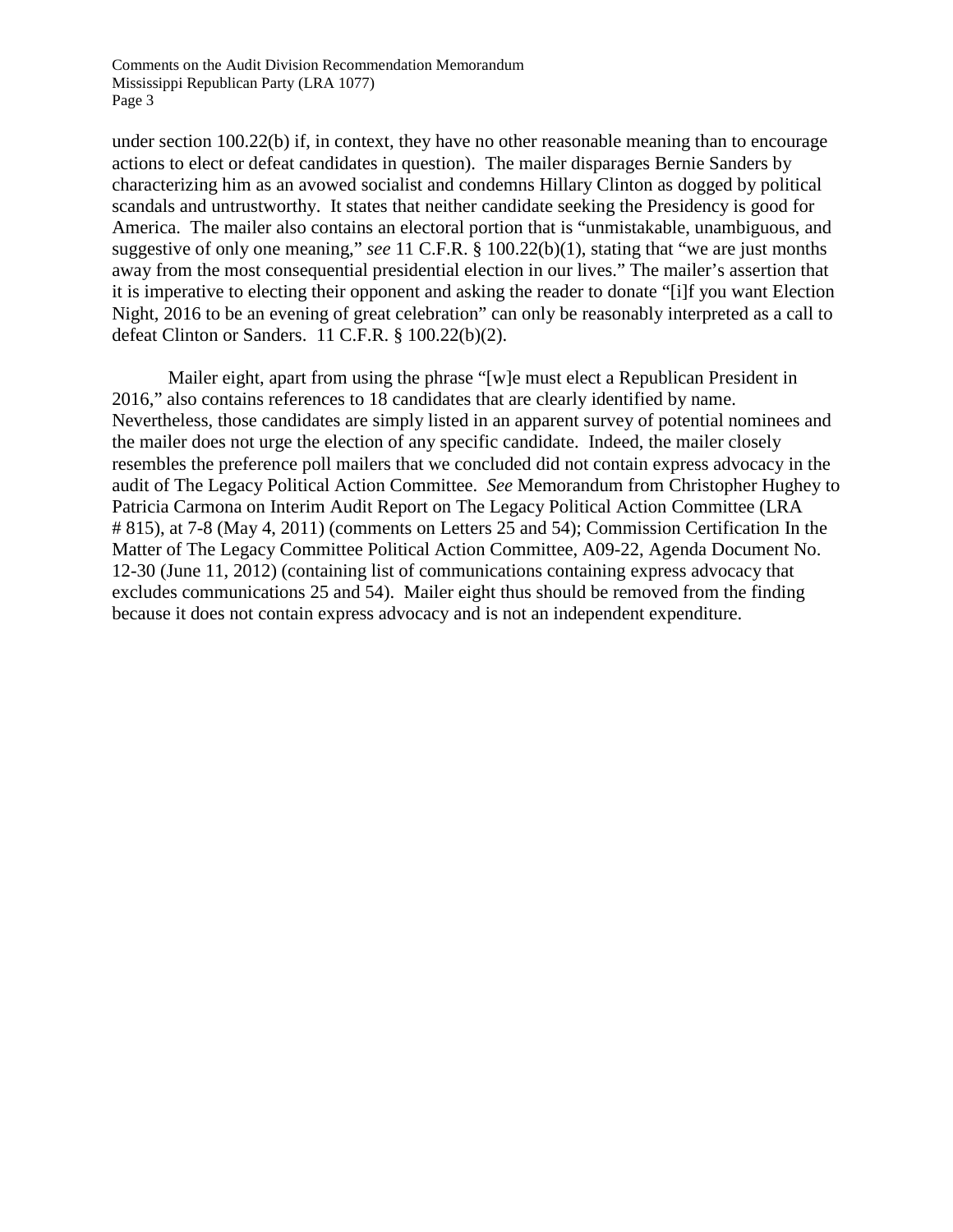under section 100.22(b) if, in context, they have no other reasonable meaning than to encourage actions to elect or defeat candidates in question). The mailer disparages Bernie Sanders by characterizing him as an avowed socialist and condemns Hillary Clinton as dogged by political scandals and untrustworthy. It states that neither candidate seeking the Presidency is good for America. The mailer also contains an electoral portion that is "unmistakable, unambiguous, and suggestive of only one meaning," *see* 11 C.F.R. § 100.22(b)(1), stating that "we are just months away from the most consequential presidential election in our lives." The mailer's assertion that it is imperative to electing their opponent and asking the reader to donate "[i]f you want Election Night, 2016 to be an evening of great celebration" can only be reasonably interpreted as a call to defeat Clinton or Sanders. 11 C.F.R. § 100.22(b)(2).

Mailer eight, apart from using the phrase "[w]e must elect a Republican President in 2016," also contains references to 18 candidates that are clearly identified by name. Nevertheless, those candidates are simply listed in an apparent survey of potential nominees and the mailer does not urge the election of any specific candidate. Indeed, the mailer closely resembles the preference poll mailers that we concluded did not contain express advocacy in the audit of The Legacy Political Action Committee. *See* Memorandum from Christopher Hughey to Patricia Carmona on Interim Audit Report on The Legacy Political Action Committee (LRA # 815), at 7-8 (May 4, 2011) (comments on Letters 25 and 54); Commission Certification In the Matter of The Legacy Committee Political Action Committee, A09-22, Agenda Document No. 12-30 (June 11, 2012) (containing list of communications containing express advocacy that excludes communications 25 and 54). Mailer eight thus should be removed from the finding because it does not contain express advocacy and is not an independent expenditure.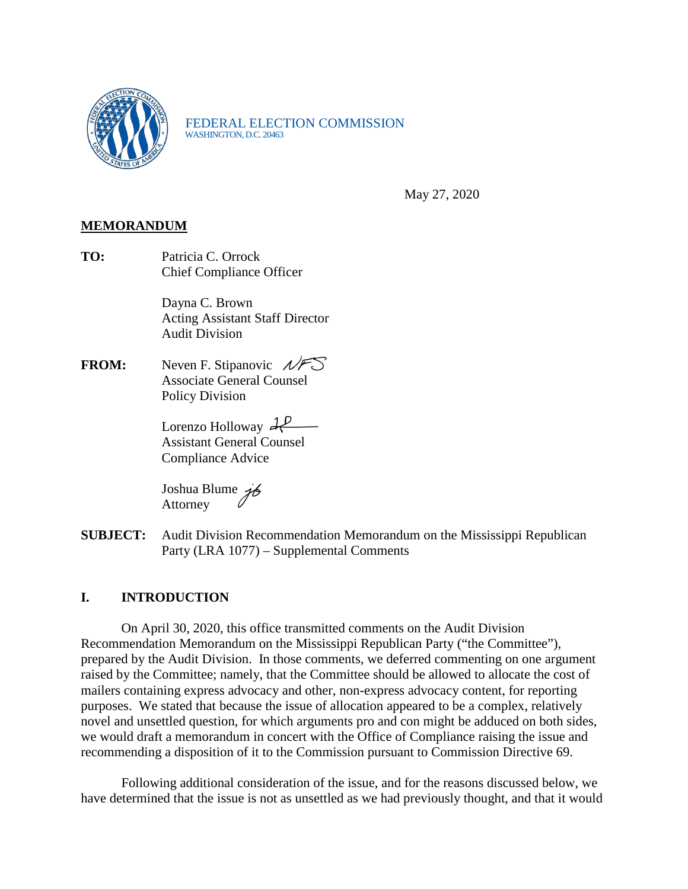FEDERAL ELECTION COMMISSION
WASHINGTON, D.C. 20463

May 27, 2020

**MEMORANDUM**

**TO:** Patricia C. Orrock
Chief Compliance Officer

Dayna C. Brown
Acting Assistant Staff Director
Audit Division

**FROM:** Neven F. Stipanovic *NFS*
Associate General Counsel
Policy Division

Lorenzo Holloway *LP*
Assistant General Counsel
Compliance Advice

Joshua Blume *jb*
Attorney

**SUBJECT:** Audit Division Recommendation Memorandum on the Mississippi Republican Party (LRA 1077) – Supplemental Comments

## I. INTRODUCTION

On April 30, 2020, this office transmitted comments on the Audit Division Recommendation Memorandum on the Mississippi Republican Party ("the Committee"), prepared by the Audit Division. In those comments, we deferred commenting on one argument raised by the Committee; namely, that the Committee should be allowed to allocate the cost of mailers containing express advocacy and other, non-express advocacy content, for reporting purposes. We stated that because the issue of allocation appeared to be a complex, relatively novel and unsettled question, for which arguments pro and con might be adduced on both sides, we would draft a memorandum in concert with the Office of Compliance raising the issue and recommending a disposition of it to the Commission pursuant to Commission Directive 69.

Following additional consideration of the issue, and for the reasons discussed below, we have determined that the issue is not as unsettled as we had previously thought, and that it would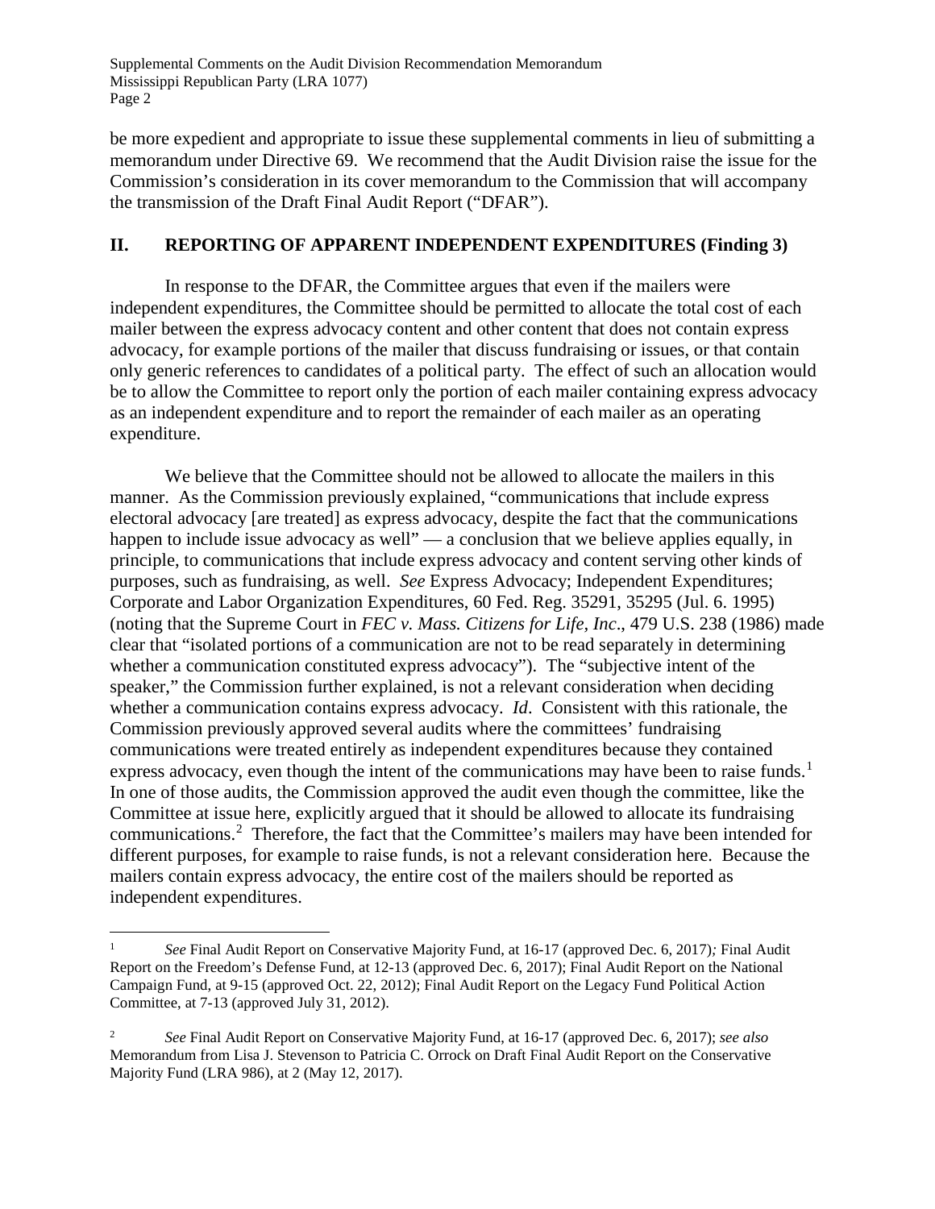be more expedient and appropriate to issue these supplemental comments in lieu of submitting a memorandum under Directive 69. We recommend that the Audit Division raise the issue for the Commission's consideration in its cover memorandum to the Commission that will accompany the transmission of the Draft Final Audit Report ("DFAR").

## II. REPORTING OF APPARENT INDEPENDENT EXPENDITURES (Finding 3)

In response to the DFAR, the Committee argues that even if the mailers were independent expenditures, the Committee should be permitted to allocate the total cost of each mailer between the express advocacy content and other content that does not contain express advocacy, for example portions of the mailer that discuss fundraising or issues, or that contain only generic references to candidates of a political party. The effect of such an allocation would be to allow the Committee to report only the portion of each mailer containing express advocacy as an independent expenditure and to report the remainder of each mailer as an operating expenditure.

We believe that the Committee should not be allowed to allocate the mailers in this manner. As the Commission previously explained, "communications that include express electoral advocacy [are treated] as express advocacy, despite the fact that the communications happen to include issue advocacy as well" — a conclusion that we believe applies equally, in principle, to communications that include express advocacy and content serving other kinds of purposes, such as fundraising, as well. *See* Express Advocacy; Independent Expenditures; Corporate and Labor Organization Expenditures, 60 Fed. Reg. 35291, 35295 (Jul. 6. 1995) (noting that the Supreme Court in *FEC v. Mass. Citizens for Life, Inc*., 479 U.S. 238 (1986) made clear that "isolated portions of a communication are not to be read separately in determining whether a communication constituted express advocacy"). The "subjective intent of the speaker," the Commission further explained, is not a relevant consideration when deciding whether a communication contains express advocacy. *Id*. Consistent with this rationale, the Commission previously approved several audits where the committees' fundraising communications were treated entirely as independent expenditures because they contained express advocacy, even though the intent of the communications may have been to raise funds.[1] In one of those audits, the Commission approved the audit even though the committee, like the Committee at issue here, explicitly argued that it should be allowed to allocate its fundraising communications.[2] Therefore, the fact that the Committee's mailers may have been intended for different purposes, for example to raise funds, is not a relevant consideration here. Because the mailers contain express advocacy, the entire cost of the mailers should be reported as independent expenditures.

---

[1] *See* Final Audit Report on Conservative Majority Fund, at 16-17 (approved Dec. 6, 2017)*;* Final Audit Report on the Freedom's Defense Fund, at 12-13 (approved Dec. 6, 2017); Final Audit Report on the National Campaign Fund, at 9-15 (approved Oct. 22, 2012); Final Audit Report on the Legacy Fund Political Action Committee, at 7-13 (approved July 31, 2012).

[2] *See* Final Audit Report on Conservative Majority Fund, at 16-17 (approved Dec. 6, 2017); *see also* Memorandum from Lisa J. Stevenson to Patricia C. Orrock on Draft Final Audit Report on the Conservative Majority Fund (LRA 986), at 2 (May 12, 2017).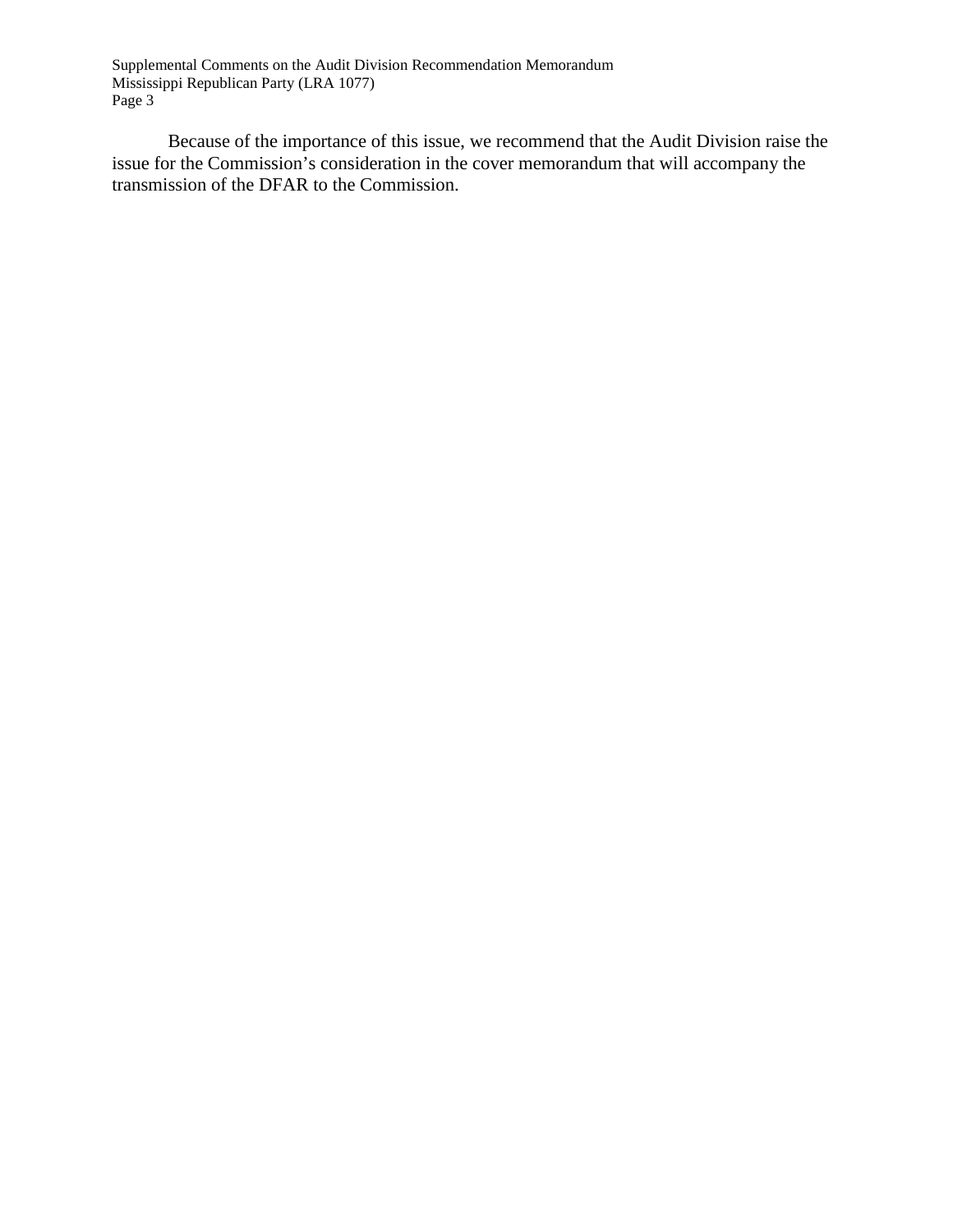Because of the importance of this issue, we recommend that the Audit Division raise the issue for the Commission's consideration in the cover memorandum that will accompany the transmission of the DFAR to the Commission.